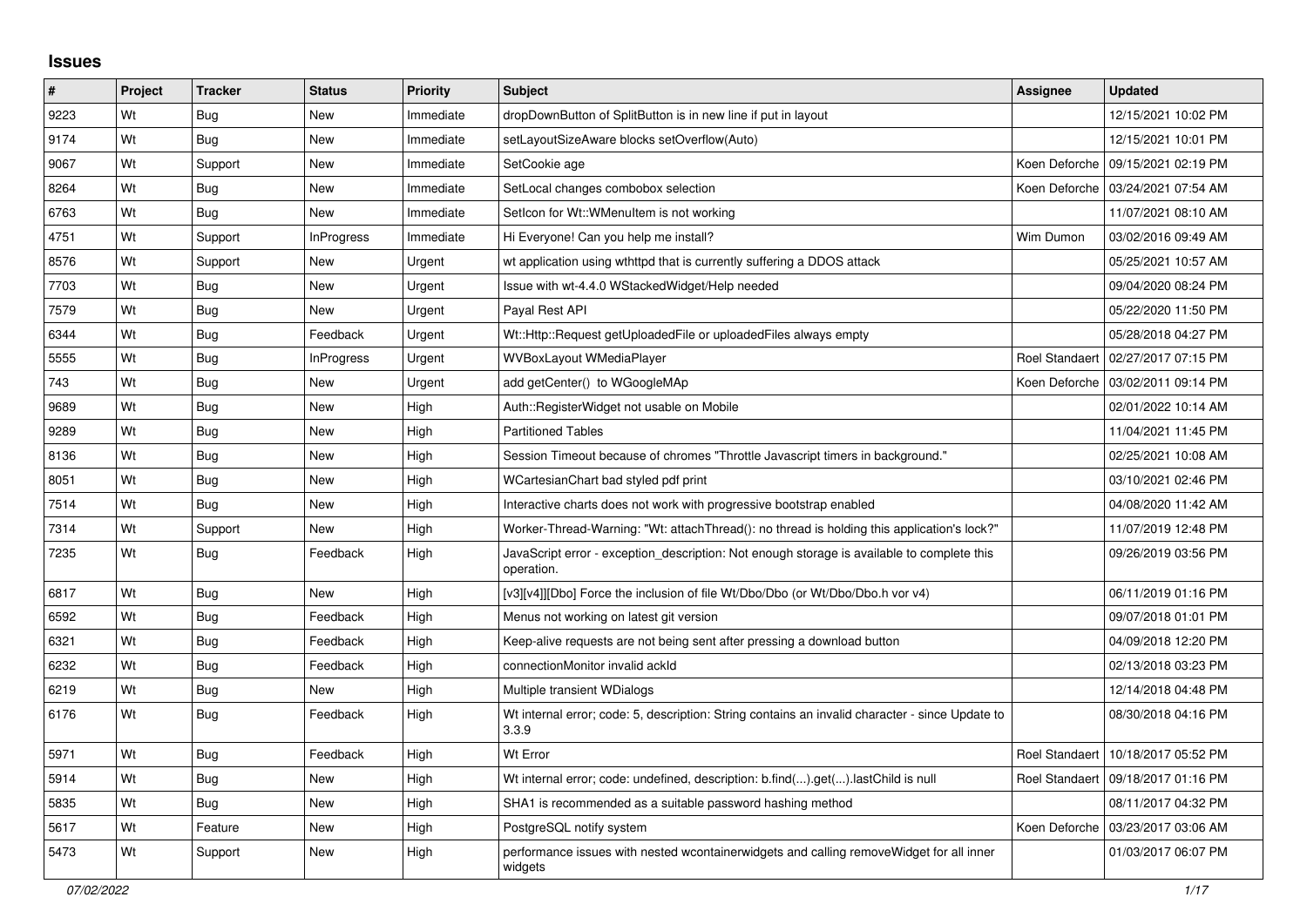# Issues

| # | Project | Tracker | Status | Priority | Subject | Assignee | Updated |
|---|---|---|---|---|---|---|---|
| 9223 | Wt | Bug | New | Immediate | dropDownButton of SplitButton is in new line if put in layout | | 12/15/2021 10:02 PM |
| 9174 | Wt | Bug | New | Immediate | setLayoutSizeAware blocks setOverflow(Auto) | | 12/15/2021 10:01 PM |
| 9067 | Wt | Support | New | Immediate | SetCookie age | Koen Deforche | 09/15/2021 02:19 PM |
| 8264 | Wt | Bug | New | Immediate | SetLocal changes combobox selection | Koen Deforche | 03/24/2021 07:54 AM |
| 6763 | Wt | Bug | New | Immediate | SetIcon for Wt::WMenuItem is not working | | 11/07/2021 08:10 AM |
| 4751 | Wt | Support | InProgress | Immediate | Hi Everyone! Can you help me install? | Wim Dumon | 03/02/2016 09:49 AM |
| 8576 | Wt | Support | New | Urgent | wt application using wthttpd that is currently suffering a DDOS attack | | 05/25/2021 10:57 AM |
| 7703 | Wt | Bug | New | Urgent | Issue with wt-4.4.0 WStackedWidget/Help needed | | 09/04/2020 08:24 PM |
| 7579 | Wt | Bug | New | Urgent | Payal Rest API | | 05/22/2020 11:50 PM |
| 6344 | Wt | Bug | Feedback | Urgent | Wt::Http::Request getUploadedFile or uploadedFiles always empty | | 05/28/2018 04:27 PM |
| 5555 | Wt | Bug | InProgress | Urgent | WVBoxLayout WMediaPlayer | Roel Standaert | 02/27/2017 07:15 PM |
| 743 | Wt | Bug | New | Urgent | add getCenter() to WGoogleMAp | Koen Deforche | 03/02/2011 09:14 PM |
| 9689 | Wt | Bug | New | High | Auth::RegisterWidget not usable on Mobile | | 02/01/2022 10:14 AM |
| 9289 | Wt | Bug | New | High | Partitioned Tables | | 11/04/2021 11:45 PM |
| 8136 | Wt | Bug | New | High | Session Timeout because of chromes "Throttle Javascript timers in background." | | 02/25/2021 10:08 AM |
| 8051 | Wt | Bug | New | High | WCartesianChart bad styled pdf print | | 03/10/2021 02:46 PM |
| 7514 | Wt | Bug | New | High | Interactive charts does not work with progressive bootstrap enabled | | 04/08/2020 11:42 AM |
| 7314 | Wt | Support | New | High | Worker-Thread-Warning: "Wt: attachThread(): no thread is holding this application's lock?" | | 11/07/2019 12:48 PM |
| 7235 | Wt | Bug | Feedback | High | JavaScript error - exception_description: Not enough storage is available to complete this operation. | | 09/26/2019 03:56 PM |
| 6817 | Wt | Bug | New | High | [v3][v4]][Dbo] Force the inclusion of file Wt/Dbo/Dbo (or Wt/Dbo/Dbo.h vor v4) | | 06/11/2019 01:16 PM |
| 6592 | Wt | Bug | Feedback | High | Menus not working on latest git version | | 09/07/2018 01:01 PM |
| 6321 | Wt | Bug | Feedback | High | Keep-alive requests are not being sent after pressing a download button | | 04/09/2018 12:20 PM |
| 6232 | Wt | Bug | Feedback | High | connectionMonitor invalid ackId | | 02/13/2018 03:23 PM |
| 6219 | Wt | Bug | New | High | Multiple transient WDialogs | | 12/14/2018 04:48 PM |
| 6176 | Wt | Bug | Feedback | High | Wt internal error; code: 5, description: String contains an invalid character - since Update to 3.3.9 | | 08/30/2018 04:16 PM |
| 5971 | Wt | Bug | Feedback | High | Wt Error | Roel Standaert | 10/18/2017 05:52 PM |
| 5914 | Wt | Bug | New | High | Wt internal error; code: undefined, description: b.find(...).get(...).lastChild is null | Roel Standaert | 09/18/2017 01:16 PM |
| 5835 | Wt | Bug | New | High | SHA1 is recommended as a suitable password hashing method | | 08/11/2017 04:32 PM |
| 5617 | Wt | Feature | New | High | PostgreSQL notify system | Koen Deforche | 03/23/2017 03:06 AM |
| 5473 | Wt | Support | New | High | performance issues with nested wcontainerwidgets and calling removeWidget for all inner widgets | | 01/03/2017 06:07 PM |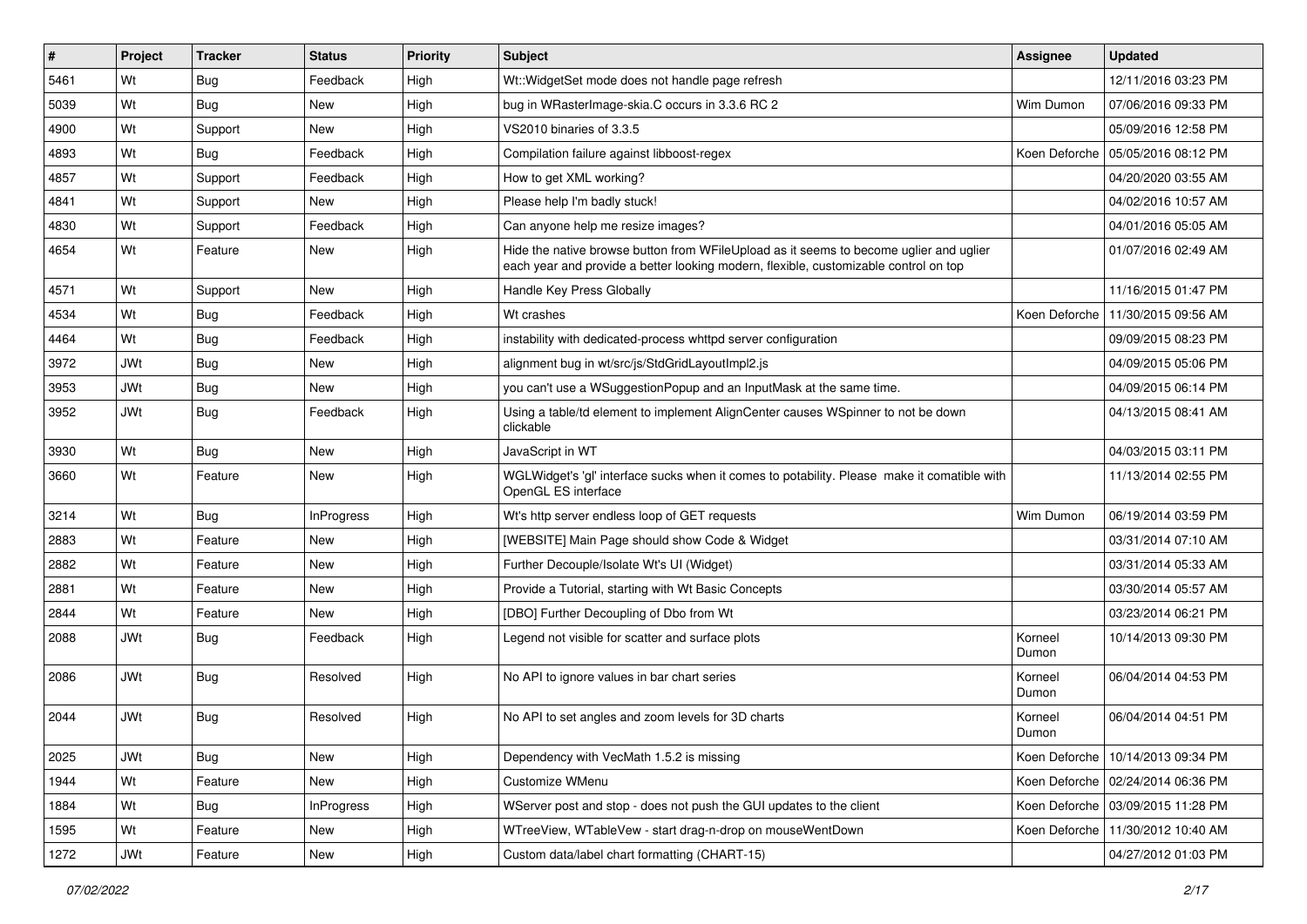| # | Project | Tracker | Status | Priority | Subject | Assignee | Updated |
|---|---|---|---|---|---|---|---|
| 5461 | Wt | Bug | Feedback | High | Wt::WidgetSet mode does not handle page refresh | | 12/11/2016 03:23 PM |
| 5039 | Wt | Bug | New | High | bug in WRasterImage-skia.C occurs in 3.3.6 RC 2 | Wim Dumon | 07/06/2016 09:33 PM |
| 4900 | Wt | Support | New | High | VS2010 binaries of 3.3.5 | | 05/09/2016 12:58 PM |
| 4893 | Wt | Bug | Feedback | High | Compilation failure against libboost-regex | Koen Deforche | 05/05/2016 08:12 PM |
| 4857 | Wt | Support | Feedback | High | How to get XML working? | | 04/20/2020 03:55 AM |
| 4841 | Wt | Support | New | High | Please help I'm badly stuck! | | 04/02/2016 10:57 AM |
| 4830 | Wt | Support | Feedback | High | Can anyone help me resize images? | | 04/01/2016 05:05 AM |
| 4654 | Wt | Feature | New | High | Hide the native browse button from WFileUpload as it seems to become uglier and uglier each year and provide a better looking modern, flexible, customizable control on top | | 01/07/2016 02:49 AM |
| 4571 | Wt | Support | New | High | Handle Key Press Globally | | 11/16/2015 01:47 PM |
| 4534 | Wt | Bug | Feedback | High | Wt crashes | Koen Deforche | 11/30/2015 09:56 AM |
| 4464 | Wt | Bug | Feedback | High | instability with dedicated-process whttpd server configuration | | 09/09/2015 08:23 PM |
| 3972 | JWt | Bug | New | High | alignment bug in wt/src/js/StdGridLayoutImpl2.js | | 04/09/2015 05:06 PM |
| 3953 | JWt | Bug | New | High | you can't use a WSuggestionPopup and an InputMask at the same time. | | 04/09/2015 06:14 PM |
| 3952 | JWt | Bug | Feedback | High | Using a table/td element to implement AlignCenter causes WSpinner to not be down clickable | | 04/13/2015 08:41 AM |
| 3930 | Wt | Bug | New | High | JavaScript in WT | | 04/03/2015 03:11 PM |
| 3660 | Wt | Feature | New | High | WGLWidget's 'gl' interface sucks when it comes to potability. Please make it comatible with OpenGL ES interface | | 11/13/2014 02:55 PM |
| 3214 | Wt | Bug | InProgress | High | Wt's http server endless loop of GET requests | Wim Dumon | 06/19/2014 03:59 PM |
| 2883 | Wt | Feature | New | High | [WEBSITE] Main Page should show Code & Widget | | 03/31/2014 07:10 AM |
| 2882 | Wt | Feature | New | High | Further Decouple/Isolate Wt's UI (Widget) | | 03/31/2014 05:33 AM |
| 2881 | Wt | Feature | New | High | Provide a Tutorial, starting with Wt Basic Concepts | | 03/30/2014 05:57 AM |
| 2844 | Wt | Feature | New | High | [DBO] Further Decoupling of Dbo from Wt | | 03/23/2014 06:21 PM |
| 2088 | JWt | Bug | Feedback | High | Legend not visible for scatter and surface plots | Korneel Dumon | 10/14/2013 09:30 PM |
| 2086 | JWt | Bug | Resolved | High | No API to ignore values in bar chart series | Korneel Dumon | 06/04/2014 04:53 PM |
| 2044 | JWt | Bug | Resolved | High | No API to set angles and zoom levels for 3D charts | Korneel Dumon | 06/04/2014 04:51 PM |
| 2025 | JWt | Bug | New | High | Dependency with VecMath 1.5.2 is missing | Koen Deforche | 10/14/2013 09:34 PM |
| 1944 | Wt | Feature | New | High | Customize WMenu | Koen Deforche | 02/24/2014 06:36 PM |
| 1884 | Wt | Bug | InProgress | High | WServer post and stop - does not push the GUI updates to the client | Koen Deforche | 03/09/2015 11:28 PM |
| 1595 | Wt | Feature | New | High | WTreeView, WTableVew - start drag-n-drop on mouseWentDown | Koen Deforche | 11/30/2012 10:40 AM |
| 1272 | JWt | Feature | New | High | Custom data/label chart formatting (CHART-15) | | 04/27/2012 01:03 PM |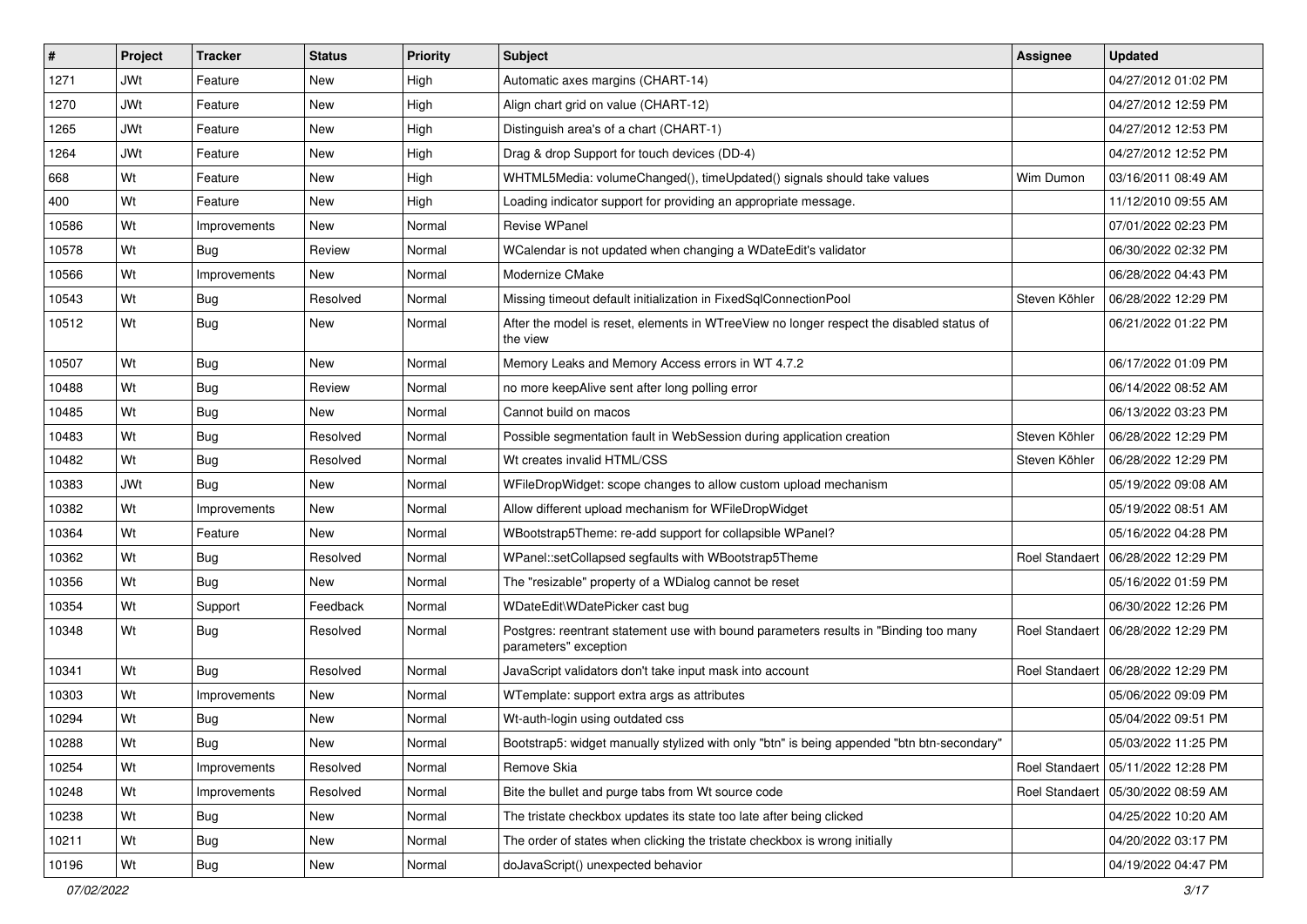| # | Project | Tracker | Status | Priority | Subject | Assignee | Updated |
|---|---|---|---|---|---|---|---|
| 1271 | JWt | Feature | New | High | Automatic axes margins (CHART-14) | | 04/27/2012 01:02 PM |
| 1270 | JWt | Feature | New | High | Align chart grid on value (CHART-12) | | 04/27/2012 12:59 PM |
| 1265 | JWt | Feature | New | High | Distinguish area's of a chart (CHART-1) | | 04/27/2012 12:53 PM |
| 1264 | JWt | Feature | New | High | Drag & drop Support for touch devices (DD-4) | | 04/27/2012 12:52 PM |
| 668 | Wt | Feature | New | High | WHTML5Media: volumeChanged(), timeUpdated() signals should take values | Wim Dumon | 03/16/2011 08:49 AM |
| 400 | Wt | Feature | New | High | Loading indicator support for providing an appropriate message. | | 11/12/2010 09:55 AM |
| 10586 | Wt | Improvements | New | Normal | Revise WPanel | | 07/01/2022 02:23 PM |
| 10578 | Wt | Bug | Review | Normal | WCalendar is not updated when changing a WDateEdit's validator | | 06/30/2022 02:32 PM |
| 10566 | Wt | Improvements | New | Normal | Modernize CMake | | 06/28/2022 04:43 PM |
| 10543 | Wt | Bug | Resolved | Normal | Missing timeout default initialization in FixedSqlConnectionPool | Steven Köhler | 06/28/2022 12:29 PM |
| 10512 | Wt | Bug | New | Normal | After the model is reset, elements in WTreeView no longer respect the disabled status of the view | | 06/21/2022 01:22 PM |
| 10507 | Wt | Bug | New | Normal | Memory Leaks and Memory Access errors in WT 4.7.2 | | 06/17/2022 01:09 PM |
| 10488 | Wt | Bug | Review | Normal | no more keepAlive sent after long polling error | | 06/14/2022 08:52 AM |
| 10485 | Wt | Bug | New | Normal | Cannot build on macos | | 06/13/2022 03:23 PM |
| 10483 | Wt | Bug | Resolved | Normal | Possible segmentation fault in WebSession during application creation | Steven Köhler | 06/28/2022 12:29 PM |
| 10482 | Wt | Bug | Resolved | Normal | Wt creates invalid HTML/CSS | Steven Köhler | 06/28/2022 12:29 PM |
| 10383 | JWt | Bug | New | Normal | WFileDropWidget: scope changes to allow custom upload mechanism | | 05/19/2022 09:08 AM |
| 10382 | Wt | Improvements | New | Normal | Allow different upload mechanism for WFileDropWidget | | 05/19/2022 08:51 AM |
| 10364 | Wt | Feature | New | Normal | WBootstrap5Theme: re-add support for collapsible WPanel? | | 05/16/2022 04:28 PM |
| 10362 | Wt | Bug | Resolved | Normal | WPanel::setCollapsed segfaults with WBootstrap5Theme | Roel Standaert | 06/28/2022 12:29 PM |
| 10356 | Wt | Bug | New | Normal | The "resizable" property of a WDialog cannot be reset | | 05/16/2022 01:59 PM |
| 10354 | Wt | Support | Feedback | Normal | WDateEdit\WDatePicker cast bug | | 06/30/2022 12:26 PM |
| 10348 | Wt | Bug | Resolved | Normal | Postgres: reentrant statement use with bound parameters results in "Binding too many parameters" exception | Roel Standaert | 06/28/2022 12:29 PM |
| 10341 | Wt | Bug | Resolved | Normal | JavaScript validators don't take input mask into account | Roel Standaert | 06/28/2022 12:29 PM |
| 10303 | Wt | Improvements | New | Normal | WTemplate: support extra args as attributes | | 05/06/2022 09:09 PM |
| 10294 | Wt | Bug | New | Normal | Wt-auth-login using outdated css | | 05/04/2022 09:51 PM |
| 10288 | Wt | Bug | New | Normal | Bootstrap5: widget manually stylized with only "btn" is being appended "btn btn-secondary" | | 05/03/2022 11:25 PM |
| 10254 | Wt | Improvements | Resolved | Normal | Remove Skia | Roel Standaert | 05/11/2022 12:28 PM |
| 10248 | Wt | Improvements | Resolved | Normal | Bite the bullet and purge tabs from Wt source code | Roel Standaert | 05/30/2022 08:59 AM |
| 10238 | Wt | Bug | New | Normal | The tristate checkbox updates its state too late after being clicked | | 04/25/2022 10:20 AM |
| 10211 | Wt | Bug | New | Normal | The order of states when clicking the tristate checkbox is wrong initially | | 04/20/2022 03:17 PM |
| 10196 | Wt | Bug | New | Normal | doJavaScript() unexpected behavior | | 04/19/2022 04:47 PM |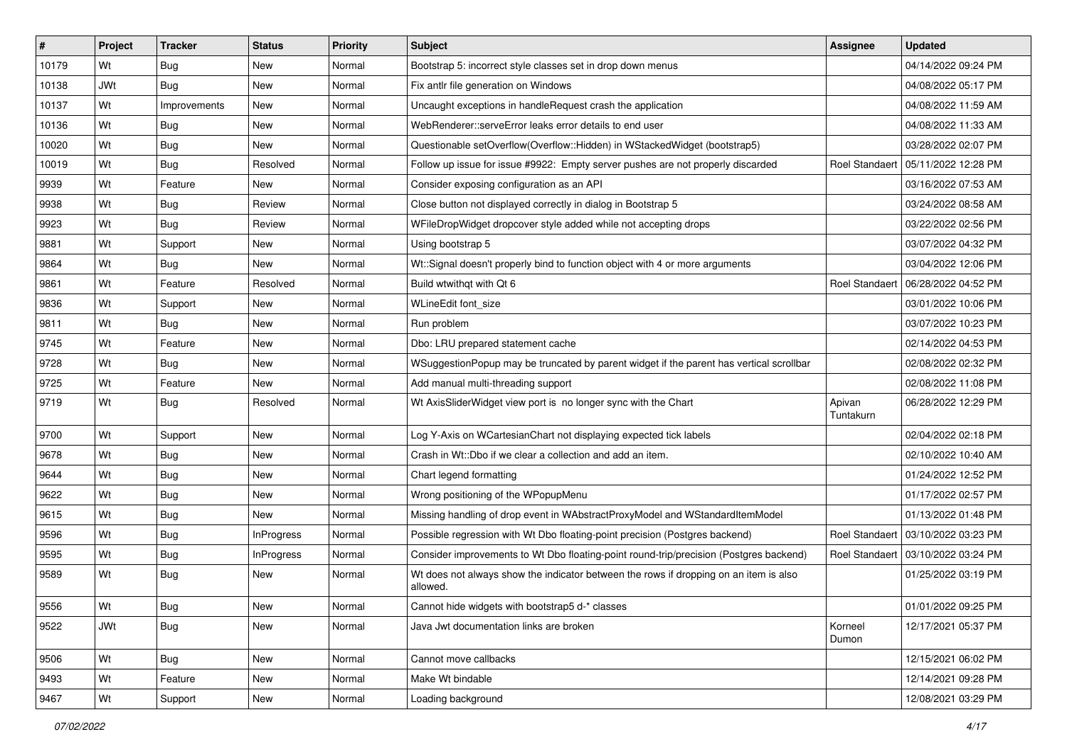| # | Project | Tracker | Status | Priority | Subject | Assignee | Updated |
|---|---|---|---|---|---|---|---|
| 10179 | Wt | Bug | New | Normal | Bootstrap 5: incorrect style classes set in drop down menus | | 04/14/2022 09:24 PM |
| 10138 | JWt | Bug | New | Normal | Fix antlr file generation on Windows | | 04/08/2022 05:17 PM |
| 10137 | Wt | Improvements | New | Normal | Uncaught exceptions in handleRequest crash the application | | 04/08/2022 11:59 AM |
| 10136 | Wt | Bug | New | Normal | WebRenderer::serveError leaks error details to end user | | 04/08/2022 11:33 AM |
| 10020 | Wt | Bug | New | Normal | Questionable setOverflow(Overflow::Hidden) in WStackedWidget (bootstrap5) | | 03/28/2022 02:07 PM |
| 10019 | Wt | Bug | Resolved | Normal | Follow up issue for issue #9922: Empty server pushes are not properly discarded | Roel Standaert | 05/11/2022 12:28 PM |
| 9939 | Wt | Feature | New | Normal | Consider exposing configuration as an API | | 03/16/2022 07:53 AM |
| 9938 | Wt | Bug | Review | Normal | Close button not displayed correctly in dialog in Bootstrap 5 | | 03/24/2022 08:58 AM |
| 9923 | Wt | Bug | Review | Normal | WFileDropWidget dropcover style added while not accepting drops | | 03/22/2022 02:56 PM |
| 9881 | Wt | Support | New | Normal | Using bootstrap 5 | | 03/07/2022 04:32 PM |
| 9864 | Wt | Bug | New | Normal | Wt::Signal doesn't properly bind to function object with 4 or more arguments | | 03/04/2022 12:06 PM |
| 9861 | Wt | Feature | Resolved | Normal | Build wtwithqt with Qt 6 | Roel Standaert | 06/28/2022 04:52 PM |
| 9836 | Wt | Support | New | Normal | WLineEdit font_size | | 03/01/2022 10:06 PM |
| 9811 | Wt | Bug | New | Normal | Run problem | | 03/07/2022 10:23 PM |
| 9745 | Wt | Feature | New | Normal | Dbo: LRU prepared statement cache | | 02/14/2022 04:53 PM |
| 9728 | Wt | Bug | New | Normal | WSuggestionPopup may be truncated by parent widget if the parent has vertical scrollbar | | 02/08/2022 02:32 PM |
| 9725 | Wt | Feature | New | Normal | Add manual multi-threading support | | 02/08/2022 11:08 PM |
| 9719 | Wt | Bug | Resolved | Normal | Wt AxisSliderWidget view port is no longer sync with the Chart | Apivan Tuntakurn | 06/28/2022 12:29 PM |
| 9700 | Wt | Support | New | Normal | Log Y-Axis on WCartesianChart not displaying expected tick labels | | 02/04/2022 02:18 PM |
| 9678 | Wt | Bug | New | Normal | Crash in Wt::Dbo if we clear a collection and add an item. | | 02/10/2022 10:40 AM |
| 9644 | Wt | Bug | New | Normal | Chart legend formatting | | 01/24/2022 12:52 PM |
| 9622 | Wt | Bug | New | Normal | Wrong positioning of the WPopupMenu | | 01/17/2022 02:57 PM |
| 9615 | Wt | Bug | New | Normal | Missing handling of drop event in WAbstractProxyModel and WStandardItemModel | | 01/13/2022 01:48 PM |
| 9596 | Wt | Bug | InProgress | Normal | Possible regression with Wt Dbo floating-point precision (Postgres backend) | Roel Standaert | 03/10/2022 03:23 PM |
| 9595 | Wt | Bug | InProgress | Normal | Consider improvements to Wt Dbo floating-point round-trip/precision (Postgres backend) | Roel Standaert | 03/10/2022 03:24 PM |
| 9589 | Wt | Bug | New | Normal | Wt does not always show the indicator between the rows if dropping on an item is also allowed. | | 01/25/2022 03:19 PM |
| 9556 | Wt | Bug | New | Normal | Cannot hide widgets with bootstrap5 d-* classes | | 01/01/2022 09:25 PM |
| 9522 | JWt | Bug | New | Normal | Java Jwt documentation links are broken | Korneel Dumon | 12/17/2021 05:37 PM |
| 9506 | Wt | Bug | New | Normal | Cannot move callbacks | | 12/15/2021 06:02 PM |
| 9493 | Wt | Feature | New | Normal | Make Wt bindable | | 12/14/2021 09:28 PM |
| 9467 | Wt | Support | New | Normal | Loading background | | 12/08/2021 03:29 PM |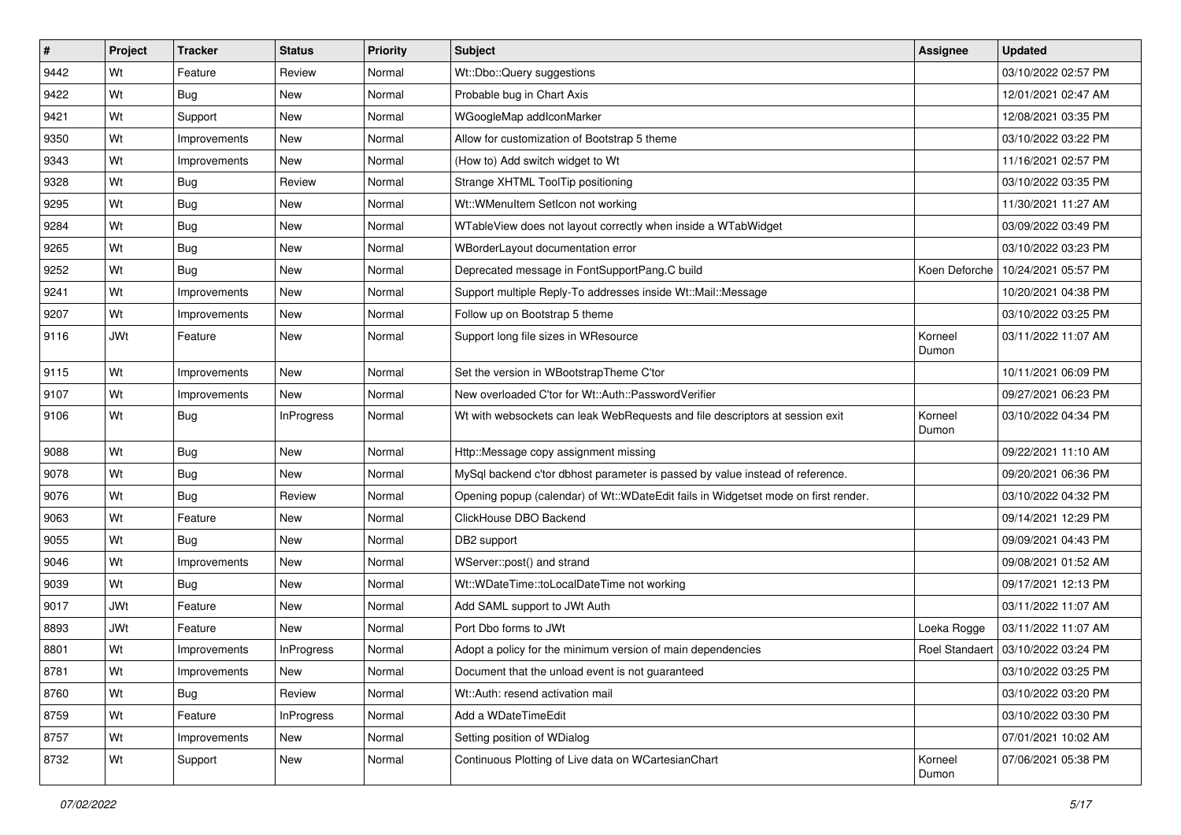| # | Project | Tracker | Status | Priority | Subject | Assignee | Updated |
|---|---|---|---|---|---|---|---|
| 9442 | Wt | Feature | Review | Normal | Wt::Dbo::Query suggestions | | 03/10/2022 02:57 PM |
| 9422 | Wt | Bug | New | Normal | Probable bug in Chart Axis | | 12/01/2021 02:47 AM |
| 9421 | Wt | Support | New | Normal | WGoogleMap addIconMarker | | 12/08/2021 03:35 PM |
| 9350 | Wt | Improvements | New | Normal | Allow for customization of Bootstrap 5 theme | | 03/10/2022 03:22 PM |
| 9343 | Wt | Improvements | New | Normal | (How to) Add switch widget to Wt | | 11/16/2021 02:57 PM |
| 9328 | Wt | Bug | Review | Normal | Strange XHTML ToolTip positioning | | 03/10/2022 03:35 PM |
| 9295 | Wt | Bug | New | Normal | Wt::WMenuItem SetIcon not working | | 11/30/2021 11:27 AM |
| 9284 | Wt | Bug | New | Normal | WTableView does not layout correctly when inside a WTabWidget | | 03/09/2022 03:49 PM |
| 9265 | Wt | Bug | New | Normal | WBorderLayout documentation error | | 03/10/2022 03:23 PM |
| 9252 | Wt | Bug | New | Normal | Deprecated message in FontSupportPang.C build | Koen Deforche | 10/24/2021 05:57 PM |
| 9241 | Wt | Improvements | New | Normal | Support multiple Reply-To addresses inside Wt::Mail::Message | | 10/20/2021 04:38 PM |
| 9207 | Wt | Improvements | New | Normal | Follow up on Bootstrap 5 theme | | 03/10/2022 03:25 PM |
| 9116 | JWt | Feature | New | Normal | Support long file sizes in WResource | Korneel Dumon | 03/11/2022 11:07 AM |
| 9115 | Wt | Improvements | New | Normal | Set the version in WBootstrapTheme C'tor | | 10/11/2021 06:09 PM |
| 9107 | Wt | Improvements | New | Normal | New overloaded C'tor for Wt::Auth::PasswordVerifier | | 09/27/2021 06:23 PM |
| 9106 | Wt | Bug | InProgress | Normal | Wt with websockets can leak WebRequests and file descriptors at session exit | Korneel Dumon | 03/10/2022 04:34 PM |
| 9088 | Wt | Bug | New | Normal | Http::Message copy assignment missing | | 09/22/2021 11:10 AM |
| 9078 | Wt | Bug | New | Normal | MySql backend c'tor dbhost parameter is passed by value instead of reference. | | 09/20/2021 06:36 PM |
| 9076 | Wt | Bug | Review | Normal | Opening popup (calendar) of Wt::WDateEdit fails in Widgetset mode on first render. | | 03/10/2022 04:32 PM |
| 9063 | Wt | Feature | New | Normal | ClickHouse DBO Backend | | 09/14/2021 12:29 PM |
| 9055 | Wt | Bug | New | Normal | DB2 support | | 09/09/2021 04:43 PM |
| 9046 | Wt | Improvements | New | Normal | WServer::post() and strand | | 09/08/2021 01:52 AM |
| 9039 | Wt | Bug | New | Normal | Wt::WDateTime::toLocalDateTime not working | | 09/17/2021 12:13 PM |
| 9017 | JWt | Feature | New | Normal | Add SAML support to JWt Auth | | 03/11/2022 11:07 AM |
| 8893 | JWt | Feature | New | Normal | Port Dbo forms to JWt | Loeka Rogge | 03/11/2022 11:07 AM |
| 8801 | Wt | Improvements | InProgress | Normal | Adopt a policy for the minimum version of main dependencies | Roel Standaert | 03/10/2022 03:24 PM |
| 8781 | Wt | Improvements | New | Normal | Document that the unload event is not guaranteed | | 03/10/2022 03:25 PM |
| 8760 | Wt | Bug | Review | Normal | Wt::Auth: resend activation mail | | 03/10/2022 03:20 PM |
| 8759 | Wt | Feature | InProgress | Normal | Add a WDateTimeEdit | | 03/10/2022 03:30 PM |
| 8757 | Wt | Improvements | New | Normal | Setting position of WDialog | | 07/01/2021 10:02 AM |
| 8732 | Wt | Support | New | Normal | Continuous Plotting of Live data on WCartesianChart | Korneel Dumon | 07/06/2021 05:38 PM |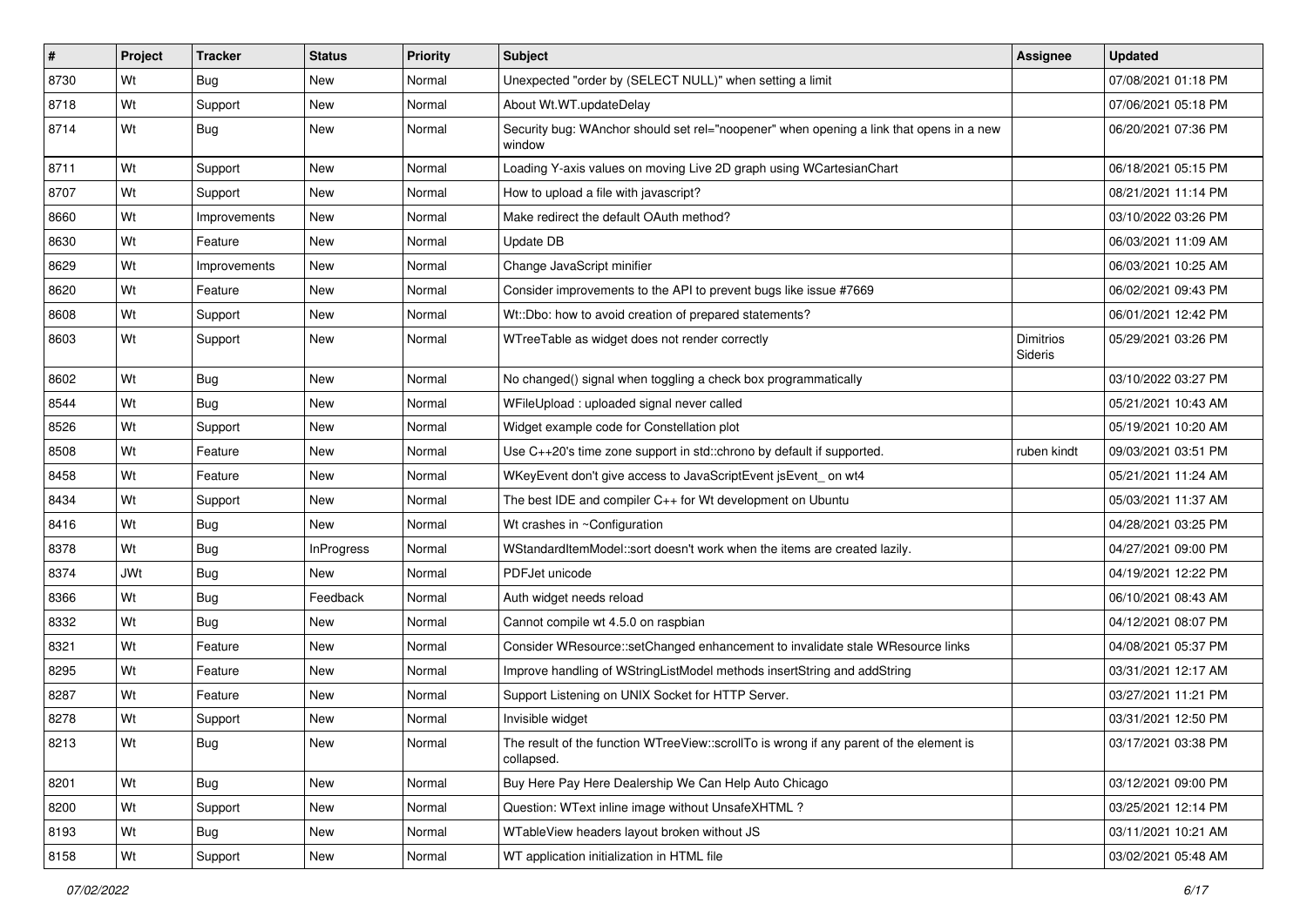| # | Project | Tracker | Status | Priority | Subject | Assignee | Updated |
| --- | --- | --- | --- | --- | --- | --- | --- |
| 8730 | Wt | Bug | New | Normal | Unexpected "order by (SELECT NULL)" when setting a limit | | 07/08/2021 01:18 PM |
| 8718 | Wt | Support | New | Normal | About Wt.WT.updateDelay | | 07/06/2021 05:18 PM |
| 8714 | Wt | Bug | New | Normal | Security bug: WAnchor should set rel="noopener" when opening a link that opens in a new window | | 06/20/2021 07:36 PM |
| 8711 | Wt | Support | New | Normal | Loading Y-axis values on moving Live 2D graph using WCartesianChart | | 06/18/2021 05:15 PM |
| 8707 | Wt | Support | New | Normal | How to upload a file with javascript? | | 08/21/2021 11:14 PM |
| 8660 | Wt | Improvements | New | Normal | Make redirect the default OAuth method? | | 03/10/2022 03:26 PM |
| 8630 | Wt | Feature | New | Normal | Update DB | | 06/03/2021 11:09 AM |
| 8629 | Wt | Improvements | New | Normal | Change JavaScript minifier | | 06/03/2021 10:25 AM |
| 8620 | Wt | Feature | New | Normal | Consider improvements to the API to prevent bugs like issue #7669 | | 06/02/2021 09:43 PM |
| 8608 | Wt | Support | New | Normal | Wt::Dbo: how to avoid creation of prepared statements? | | 06/01/2021 12:42 PM |
| 8603 | Wt | Support | New | Normal | WTreeTable as widget does not render correctly | Dimitrios Sideris | 05/29/2021 03:26 PM |
| 8602 | Wt | Bug | New | Normal | No changed() signal when toggling a check box programmatically | | 03/10/2022 03:27 PM |
| 8544 | Wt | Bug | New | Normal | WFileUpload : uploaded signal never called | | 05/21/2021 10:43 AM |
| 8526 | Wt | Support | New | Normal | Widget example code for Constellation plot | | 05/19/2021 10:20 AM |
| 8508 | Wt | Feature | New | Normal | Use C++20's time zone support in std::chrono by default if supported. | ruben kindt | 09/03/2021 03:51 PM |
| 8458 | Wt | Feature | New | Normal | WKeyEvent don't give access to JavaScriptEvent jsEvent_ on wt4 | | 05/21/2021 11:24 AM |
| 8434 | Wt | Support | New | Normal | The best IDE and compiler C++ for Wt development on Ubuntu | | 05/03/2021 11:37 AM |
| 8416 | Wt | Bug | New | Normal | Wt crashes in ~Configuration | | 04/28/2021 03:25 PM |
| 8378 | Wt | Bug | InProgress | Normal | WStandardItemModel::sort doesn't work when the items are created lazily. | | 04/27/2021 09:00 PM |
| 8374 | JWt | Bug | New | Normal | PDFJet unicode | | 04/19/2021 12:22 PM |
| 8366 | Wt | Bug | Feedback | Normal | Auth widget needs reload | | 06/10/2021 08:43 AM |
| 8332 | Wt | Bug | New | Normal | Cannot compile wt 4.5.0 on raspbian | | 04/12/2021 08:07 PM |
| 8321 | Wt | Feature | New | Normal | Consider WResource::setChanged enhancement to invalidate stale WResource links | | 04/08/2021 05:37 PM |
| 8295 | Wt | Feature | New | Normal | Improve handling of WStringListModel methods insertString and addString | | 03/31/2021 12:17 AM |
| 8287 | Wt | Feature | New | Normal | Support Listening on UNIX Socket for HTTP Server. | | 03/27/2021 11:21 PM |
| 8278 | Wt | Support | New | Normal | Invisible widget | | 03/31/2021 12:50 PM |
| 8213 | Wt | Bug | New | Normal | The result of the function WTreeView::scrollTo is wrong if any parent of the element is collapsed. | | 03/17/2021 03:38 PM |
| 8201 | Wt | Bug | New | Normal | Buy Here Pay Here Dealership We Can Help Auto Chicago | | 03/12/2021 09:00 PM |
| 8200 | Wt | Support | New | Normal | Question: WText inline image without UnsafeXHTML ? | | 03/25/2021 12:14 PM |
| 8193 | Wt | Bug | New | Normal | WTableView headers layout broken without JS | | 03/11/2021 10:21 AM |
| 8158 | Wt | Support | New | Normal | WT application initialization in HTML file | | 03/02/2021 05:48 AM |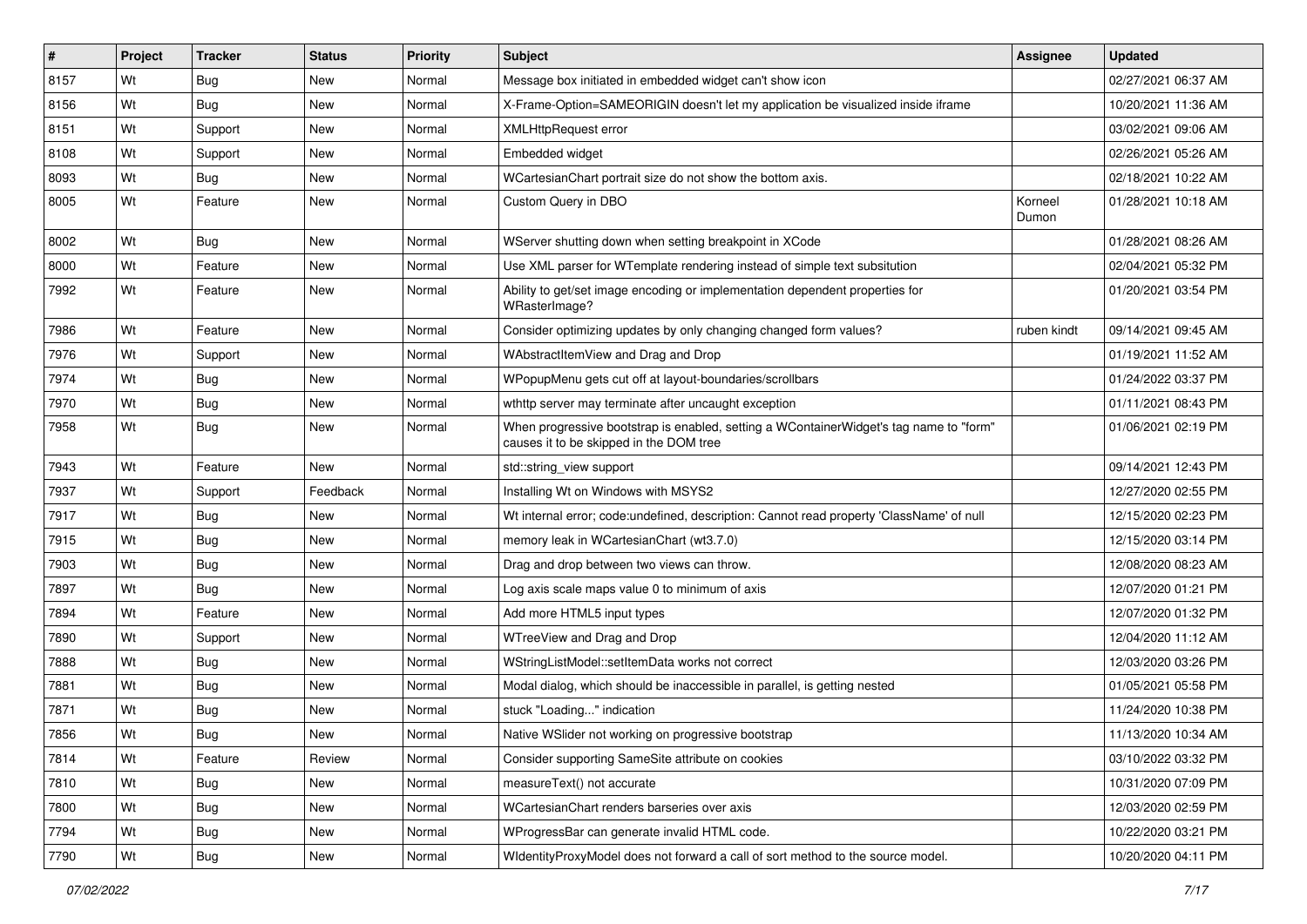| # | Project | Tracker | Status | Priority | Subject | Assignee | Updated |
|---|---|---|---|---|---|---|---|
| 8157 | Wt | Bug | New | Normal | Message box initiated in embedded widget can't show icon | | 02/27/2021 06:37 AM |
| 8156 | Wt | Bug | New | Normal | X-Frame-Option=SAMEORIGIN doesn't let my application be visualized inside iframe | | 10/20/2021 11:36 AM |
| 8151 | Wt | Support | New | Normal | XMLHttpRequest error | | 03/02/2021 09:06 AM |
| 8108 | Wt | Support | New | Normal | Embedded widget | | 02/26/2021 05:26 AM |
| 8093 | Wt | Bug | New | Normal | WCartesianChart portrait size do not show the bottom axis. | | 02/18/2021 10:22 AM |
| 8005 | Wt | Feature | New | Normal | Custom Query in DBO | Korneel Dumon | 01/28/2021 10:18 AM |
| 8002 | Wt | Bug | New | Normal | WServer shutting down when setting breakpoint in XCode | | 01/28/2021 08:26 AM |
| 8000 | Wt | Feature | New | Normal | Use XML parser for WTemplate rendering instead of simple text subsitution | | 02/04/2021 05:32 PM |
| 7992 | Wt | Feature | New | Normal | Ability to get/set image encoding or implementation dependent properties for WRasterImage? | | 01/20/2021 03:54 PM |
| 7986 | Wt | Feature | New | Normal | Consider optimizing updates by only changing changed form values? | ruben kindt | 09/14/2021 09:45 AM |
| 7976 | Wt | Support | New | Normal | WAbstractItemView and Drag and Drop | | 01/19/2021 11:52 AM |
| 7974 | Wt | Bug | New | Normal | WPopupMenu gets cut off at layout-boundaries/scrollbars | | 01/24/2022 03:37 PM |
| 7970 | Wt | Bug | New | Normal | wthttp server may terminate after uncaught exception | | 01/11/2021 08:43 PM |
| 7958 | Wt | Bug | New | Normal | When progressive bootstrap is enabled, setting a WContainerWidget's tag name to "form" causes it to be skipped in the DOM tree | | 01/06/2021 02:19 PM |
| 7943 | Wt | Feature | New | Normal | std::string_view support | | 09/14/2021 12:43 PM |
| 7937 | Wt | Support | Feedback | Normal | Installing Wt on Windows with MSYS2 | | 12/27/2020 02:55 PM |
| 7917 | Wt | Bug | New | Normal | Wt internal error; code:undefined, description: Cannot read property 'ClassName' of null | | 12/15/2020 02:23 PM |
| 7915 | Wt | Bug | New | Normal | memory leak in WCartesianChart (wt3.7.0) | | 12/15/2020 03:14 PM |
| 7903 | Wt | Bug | New | Normal | Drag and drop between two views can throw. | | 12/08/2020 08:23 AM |
| 7897 | Wt | Bug | New | Normal | Log axis scale maps value 0 to minimum of axis | | 12/07/2020 01:21 PM |
| 7894 | Wt | Feature | New | Normal | Add more HTML5 input types | | 12/07/2020 01:32 PM |
| 7890 | Wt | Support | New | Normal | WTreeView and Drag and Drop | | 12/04/2020 11:12 AM |
| 7888 | Wt | Bug | New | Normal | WStringListModel::setItemData works not correct | | 12/03/2020 03:26 PM |
| 7881 | Wt | Bug | New | Normal | Modal dialog, which should be inaccessible in parallel, is getting nested | | 01/05/2021 05:58 PM |
| 7871 | Wt | Bug | New | Normal | stuck "Loading..." indication | | 11/24/2020 10:38 PM |
| 7856 | Wt | Bug | New | Normal | Native WSlider not working on progressive bootstrap | | 11/13/2020 10:34 AM |
| 7814 | Wt | Feature | Review | Normal | Consider supporting SameSite attribute on cookies | | 03/10/2022 03:32 PM |
| 7810 | Wt | Bug | New | Normal | measureText() not accurate | | 10/31/2020 07:09 PM |
| 7800 | Wt | Bug | New | Normal | WCartesianChart renders barseries over axis | | 12/03/2020 02:59 PM |
| 7794 | Wt | Bug | New | Normal | WProgressBar can generate invalid HTML code. | | 10/22/2020 03:21 PM |
| 7790 | Wt | Bug | New | Normal | WIdentityProxyModel does not forward a call of sort method to the source model. | | 10/20/2020 04:11 PM |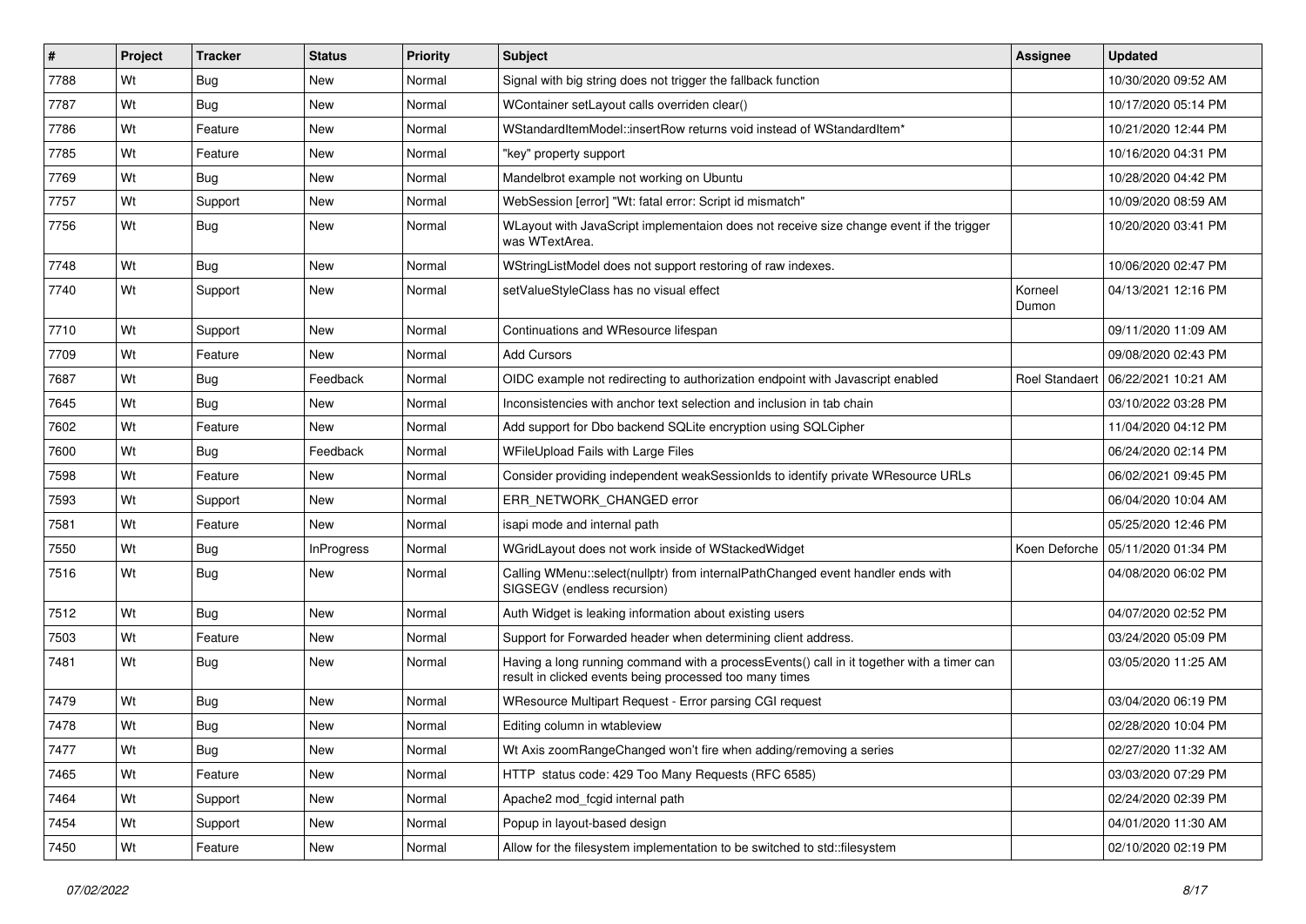| # | Project | Tracker | Status | Priority | Subject | Assignee | Updated |
|---|---|---|---|---|---|---|---|
| 7788 | Wt | Bug | New | Normal | Signal with big string does not trigger the fallback function | | 10/30/2020 09:52 AM |
| 7787 | Wt | Bug | New | Normal | WContainer setLayout calls overriden clear() | | 10/17/2020 05:14 PM |
| 7786 | Wt | Feature | New | Normal | WStandardItemModel::insertRow returns void instead of WStandardItem* | | 10/21/2020 12:44 PM |
| 7785 | Wt | Feature | New | Normal | "key" property support | | 10/16/2020 04:31 PM |
| 7769 | Wt | Bug | New | Normal | Mandelbrot example not working on Ubuntu | | 10/28/2020 04:42 PM |
| 7757 | Wt | Support | New | Normal | WebSession [error] "Wt: fatal error: Script id mismatch" | | 10/09/2020 08:59 AM |
| 7756 | Wt | Bug | New | Normal | WLayout with JavaScript implementaion does not receive size change event if the trigger was WTextArea. | | 10/20/2020 03:41 PM |
| 7748 | Wt | Bug | New | Normal | WStringListModel does not support restoring of raw indexes. | | 10/06/2020 02:47 PM |
| 7740 | Wt | Support | New | Normal | setValueStyleClass has no visual effect | Korneel Dumon | 04/13/2021 12:16 PM |
| 7710 | Wt | Support | New | Normal | Continuations and WResource lifespan | | 09/11/2020 11:09 AM |
| 7709 | Wt | Feature | New | Normal | Add Cursors | | 09/08/2020 02:43 PM |
| 7687 | Wt | Bug | Feedback | Normal | OIDC example not redirecting to authorization endpoint with Javascript enabled | Roel Standaert | 06/22/2021 10:21 AM |
| 7645 | Wt | Bug | New | Normal | Inconsistencies with anchor text selection and inclusion in tab chain | | 03/10/2022 03:28 PM |
| 7602 | Wt | Feature | New | Normal | Add support for Dbo backend SQLite encryption using SQLCipher | | 11/04/2020 04:12 PM |
| 7600 | Wt | Bug | Feedback | Normal | WFileUpload Fails with Large Files | | 06/24/2020 02:14 PM |
| 7598 | Wt | Feature | New | Normal | Consider providing independent weakSessionIds to identify private WResource URLs | | 06/02/2021 09:45 PM |
| 7593 | Wt | Support | New | Normal | ERR_NETWORK_CHANGED error | | 06/04/2020 10:04 AM |
| 7581 | Wt | Feature | New | Normal | isapi mode and internal path | | 05/25/2020 12:46 PM |
| 7550 | Wt | Bug | InProgress | Normal | WGridLayout does not work inside of WStackedWidget | Koen Deforche | 05/11/2020 01:34 PM |
| 7516 | Wt | Bug | New | Normal | Calling WMenu::select(nullptr) from internalPathChanged event handler ends with SIGSEGV (endless recursion) | | 04/08/2020 06:02 PM |
| 7512 | Wt | Bug | New | Normal | Auth Widget is leaking information about existing users | | 04/07/2020 02:52 PM |
| 7503 | Wt | Feature | New | Normal | Support for Forwarded header when determining client address. | | 03/24/2020 05:09 PM |
| 7481 | Wt | Bug | New | Normal | Having a long running command with a processEvents() call in it together with a timer can result in clicked events being processed too many times | | 03/05/2020 11:25 AM |
| 7479 | Wt | Bug | New | Normal | WResource Multipart Request - Error parsing CGI request | | 03/04/2020 06:19 PM |
| 7478 | Wt | Bug | New | Normal | Editing column in wtableview | | 02/28/2020 10:04 PM |
| 7477 | Wt | Bug | New | Normal | Wt Axis zoomRangeChanged won't fire when adding/removing a series | | 02/27/2020 11:32 AM |
| 7465 | Wt | Feature | New | Normal | HTTP status code: 429 Too Many Requests (RFC 6585) | | 03/03/2020 07:29 PM |
| 7464 | Wt | Support | New | Normal | Apache2 mod_fcgid internal path | | 02/24/2020 02:39 PM |
| 7454 | Wt | Support | New | Normal | Popup in layout-based design | | 04/01/2020 11:30 AM |
| 7450 | Wt | Feature | New | Normal | Allow for the filesystem implementation to be switched to std::filesystem | | 02/10/2020 02:19 PM |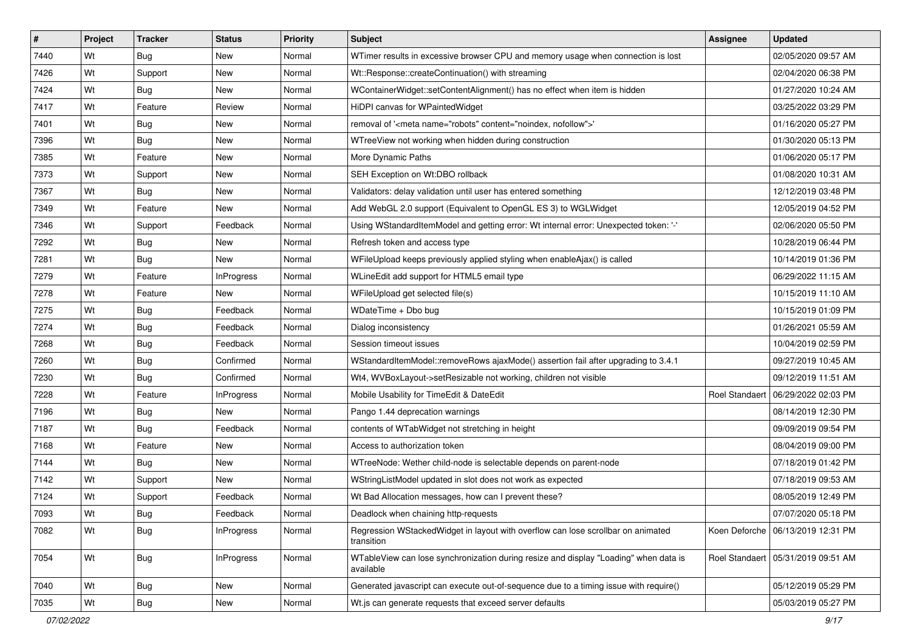| # | Project | Tracker | Status | Priority | Subject | Assignee | Updated |
|---|---|---|---|---|---|---|---|
| 7440 | Wt | Bug | New | Normal | WTimer results in excessive browser CPU and memory usage when connection is lost | | 02/05/2020 09:57 AM |
| 7426 | Wt | Support | New | Normal | Wt::Response::createContinuation() with streaming | | 02/04/2020 06:38 PM |
| 7424 | Wt | Bug | New | Normal | WContainerWidget::setContentAlignment() has no effect when item is hidden | | 01/27/2020 10:24 AM |
| 7417 | Wt | Feature | Review | Normal | HiDPI canvas for WPaintedWidget | | 03/25/2022 03:29 PM |
| 7401 | Wt | Bug | New | Normal | removal of '<meta name="robots" content="noindex, nofollow">' | | 01/16/2020 05:27 PM |
| 7396 | Wt | Bug | New | Normal | WTreeView not working when hidden during construction | | 01/30/2020 05:13 PM |
| 7385 | Wt | Feature | New | Normal | More Dynamic Paths | | 01/06/2020 05:17 PM |
| 7373 | Wt | Support | New | Normal | SEH Exception on Wt:DBO rollback | | 01/08/2020 10:31 AM |
| 7367 | Wt | Bug | New | Normal | Validators: delay validation until user has entered something | | 12/12/2019 03:48 PM |
| 7349 | Wt | Feature | New | Normal | Add WebGL 2.0 support (Equivalent to OpenGL ES 3) to WGLWidget | | 12/05/2019 04:52 PM |
| 7346 | Wt | Support | Feedback | Normal | Using WStandardItemModel and getting error: Wt internal error: Unexpected token: '-' | | 02/06/2020 05:50 PM |
| 7292 | Wt | Bug | New | Normal | Refresh token and access type | | 10/28/2019 06:44 PM |
| 7281 | Wt | Bug | New | Normal | WFileUpload keeps previously applied styling when enableAjax() is called | | 10/14/2019 01:36 PM |
| 7279 | Wt | Feature | InProgress | Normal | WLineEdit add support for HTML5 email type | | 06/29/2022 11:15 AM |
| 7278 | Wt | Feature | New | Normal | WFileUpload get selected file(s) | | 10/15/2019 11:10 AM |
| 7275 | Wt | Bug | Feedback | Normal | WDateTime + Dbo bug | | 10/15/2019 01:09 PM |
| 7274 | Wt | Bug | Feedback | Normal | Dialog inconsistency | | 01/26/2021 05:59 AM |
| 7268 | Wt | Bug | Feedback | Normal | Session timeout issues | | 10/04/2019 02:59 PM |
| 7260 | Wt | Bug | Confirmed | Normal | WStandardItemModel::removeRows ajaxMode() assertion fail after upgrading to 3.4.1 | | 09/27/2019 10:45 AM |
| 7230 | Wt | Bug | Confirmed | Normal | Wt4, WVBoxLayout->setResizable not working, children not visible | | 09/12/2019 11:51 AM |
| 7228 | Wt | Feature | InProgress | Normal | Mobile Usability for TimeEdit & DateEdit | Roel Standaert | 06/29/2022 02:03 PM |
| 7196 | Wt | Bug | New | Normal | Pango 1.44 deprecation warnings | | 08/14/2019 12:30 PM |
| 7187 | Wt | Bug | Feedback | Normal | contents of WTabWidget not stretching in height | | 09/09/2019 09:54 PM |
| 7168 | Wt | Feature | New | Normal | Access to authorization token | | 08/04/2019 09:00 PM |
| 7144 | Wt | Bug | New | Normal | WTreeNode: Wether child-node is selectable depends on parent-node | | 07/18/2019 01:42 PM |
| 7142 | Wt | Support | New | Normal | WStringListModel updated in slot does not work as expected | | 07/18/2019 09:53 AM |
| 7124 | Wt | Support | Feedback | Normal | Wt Bad Allocation messages, how can I prevent these? | | 08/05/2019 12:49 PM |
| 7093 | Wt | Bug | Feedback | Normal | Deadlock when chaining http-requests | | 07/07/2020 05:18 PM |
| 7082 | Wt | Bug | InProgress | Normal | Regression WStackedWidget in layout with overflow can lose scrollbar on animated transition | Koen Deforche | 06/13/2019 12:31 PM |
| 7054 | Wt | Bug | InProgress | Normal | WTableView can lose synchronization during resize and display "Loading" when data is available | Roel Standaert | 05/31/2019 09:51 AM |
| 7040 | Wt | Bug | New | Normal | Generated javascript can execute out-of-sequence due to a timing issue with require() | | 05/12/2019 05:29 PM |
| 7035 | Wt | Bug | New | Normal | Wt.js can generate requests that exceed server defaults | | 05/03/2019 05:27 PM |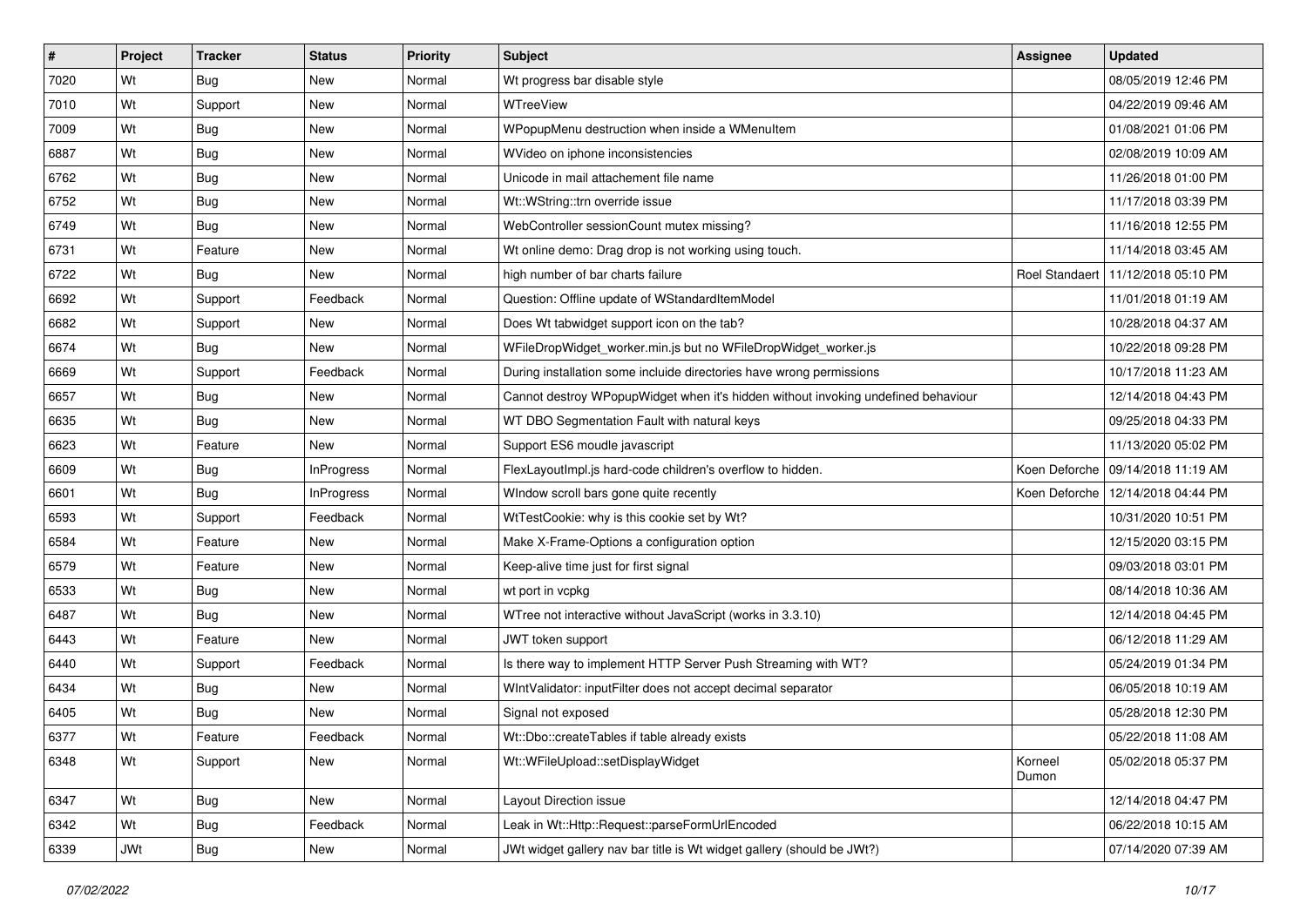| # | Project | Tracker | Status | Priority | Subject | Assignee | Updated |
|---|---|---|---|---|---|---|---|
| 7020 | Wt | Bug | New | Normal | Wt progress bar disable style | | 08/05/2019 12:46 PM |
| 7010 | Wt | Support | New | Normal | WTreeView | | 04/22/2019 09:46 AM |
| 7009 | Wt | Bug | New | Normal | WPopupMenu destruction when inside a WMenuItem | | 01/08/2021 01:06 PM |
| 6887 | Wt | Bug | New | Normal | WVideo on iphone inconsistencies | | 02/08/2019 10:09 AM |
| 6762 | Wt | Bug | New | Normal | Unicode in mail attachement file name | | 11/26/2018 01:00 PM |
| 6752 | Wt | Bug | New | Normal | Wt::WString::trn override issue | | 11/17/2018 03:39 PM |
| 6749 | Wt | Bug | New | Normal | WebController sessionCount mutex missing? | | 11/16/2018 12:55 PM |
| 6731 | Wt | Feature | New | Normal | Wt online demo: Drag drop is not working using touch. | | 11/14/2018 03:45 AM |
| 6722 | Wt | Bug | New | Normal | high number of bar charts failure | Roel Standaert | 11/12/2018 05:10 PM |
| 6692 | Wt | Support | Feedback | Normal | Question: Offline update of WStandardItemModel | | 11/01/2018 01:19 AM |
| 6682 | Wt | Support | New | Normal | Does Wt tabwidget support icon on the tab? | | 10/28/2018 04:37 AM |
| 6674 | Wt | Bug | New | Normal | WFileDropWidget_worker.min.js but no WFileDropWidget_worker.js | | 10/22/2018 09:28 PM |
| 6669 | Wt | Support | Feedback | Normal | During installation some incluide directories have wrong permissions | | 10/17/2018 11:23 AM |
| 6657 | Wt | Bug | New | Normal | Cannot destroy WPopupWidget when it's hidden without invoking undefined behaviour | | 12/14/2018 04:43 PM |
| 6635 | Wt | Bug | New | Normal | WT DBO Segmentation Fault with natural keys | | 09/25/2018 04:33 PM |
| 6623 | Wt | Feature | New | Normal | Support ES6 moudle javascript | | 11/13/2020 05:02 PM |
| 6609 | Wt | Bug | InProgress | Normal | FlexLayoutImpl.js hard-code children's overflow to hidden. | Koen Deforche | 09/14/2018 11:19 AM |
| 6601 | Wt | Bug | InProgress | Normal | WIndow scroll bars gone quite recently | Koen Deforche | 12/14/2018 04:44 PM |
| 6593 | Wt | Support | Feedback | Normal | WtTestCookie: why is this cookie set by Wt? | | 10/31/2020 10:51 PM |
| 6584 | Wt | Feature | New | Normal | Make X-Frame-Options a configuration option | | 12/15/2020 03:15 PM |
| 6579 | Wt | Feature | New | Normal | Keep-alive time just for first signal | | 09/03/2018 03:01 PM |
| 6533 | Wt | Bug | New | Normal | wt port in vcpkg | | 08/14/2018 10:36 AM |
| 6487 | Wt | Bug | New | Normal | WTree not interactive without JavaScript (works in 3.3.10) | | 12/14/2018 04:45 PM |
| 6443 | Wt | Feature | New | Normal | JWT token support | | 06/12/2018 11:29 AM |
| 6440 | Wt | Support | Feedback | Normal | Is there way to implement HTTP Server Push Streaming with WT? | | 05/24/2019 01:34 PM |
| 6434 | Wt | Bug | New | Normal | WIntValidator: inputFilter does not accept decimal separator | | 06/05/2018 10:19 AM |
| 6405 | Wt | Bug | New | Normal | Signal not exposed | | 05/28/2018 12:30 PM |
| 6377 | Wt | Feature | Feedback | Normal | Wt::Dbo::createTables if table already exists | | 05/22/2018 11:08 AM |
| 6348 | Wt | Support | New | Normal | Wt::WFileUpload::setDisplayWidget | Korneel Dumon | 05/02/2018 05:37 PM |
| 6347 | Wt | Bug | New | Normal | Layout Direction issue | | 12/14/2018 04:47 PM |
| 6342 | Wt | Bug | Feedback | Normal | Leak in Wt::Http::Request::parseFormUrlEncoded | | 06/22/2018 10:15 AM |
| 6339 | JWt | Bug | New | Normal | JWt widget gallery nav bar title is Wt widget gallery (should be JWt?) | | 07/14/2020 07:39 AM |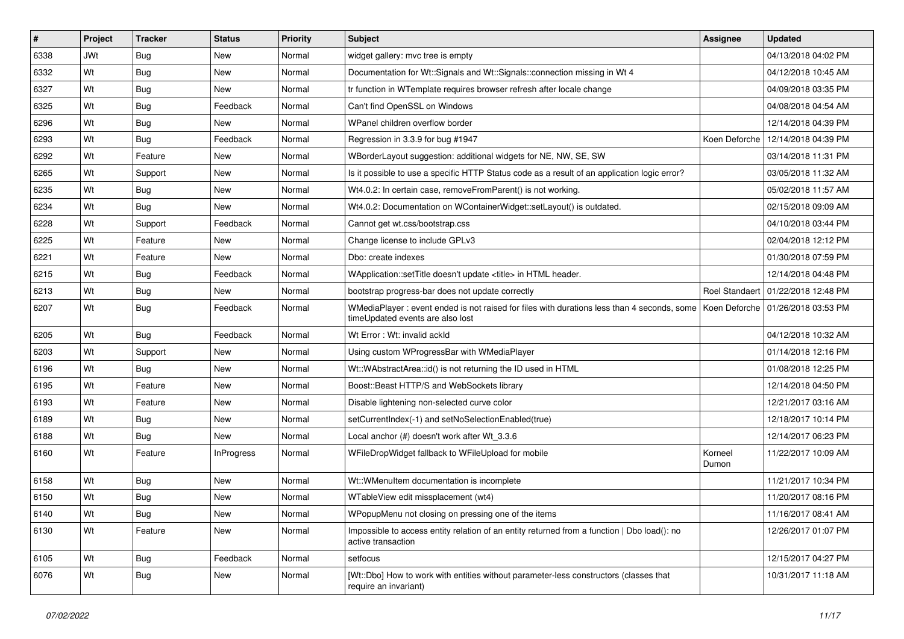| # | Project | Tracker | Status | Priority | Subject | Assignee | Updated |
|---|---|---|---|---|---|---|---|
| 6338 | JWt | Bug | New | Normal | widget gallery: mvc tree is empty | | 04/13/2018 04:02 PM |
| 6332 | Wt | Bug | New | Normal | Documentation for Wt::Signals and Wt::Signals::connection missing in Wt 4 | | 04/12/2018 10:45 AM |
| 6327 | Wt | Bug | New | Normal | tr function in WTemplate requires browser refresh after locale change | | 04/09/2018 03:35 PM |
| 6325 | Wt | Bug | Feedback | Normal | Can't find OpenSSL on Windows | | 04/08/2018 04:54 AM |
| 6296 | Wt | Bug | New | Normal | WPanel children overflow border | | 12/14/2018 04:39 PM |
| 6293 | Wt | Bug | Feedback | Normal | Regression in 3.3.9 for bug #1947 | Koen Deforche | 12/14/2018 04:39 PM |
| 6292 | Wt | Feature | New | Normal | WBorderLayout suggestion: additional widgets for NE, NW, SE, SW | | 03/14/2018 11:31 PM |
| 6265 | Wt | Support | New | Normal | Is it possible to use a specific HTTP Status code as a result of an application logic error? | | 03/05/2018 11:32 AM |
| 6235 | Wt | Bug | New | Normal | Wt4.0.2: In certain case, removeFromParent() is not working. | | 05/02/2018 11:57 AM |
| 6234 | Wt | Bug | New | Normal | Wt4.0.2: Documentation on WContainerWidget::setLayout() is outdated. | | 02/15/2018 09:09 AM |
| 6228 | Wt | Support | Feedback | Normal | Cannot get wt.css/bootstrap.css | | 04/10/2018 03:44 PM |
| 6225 | Wt | Feature | New | Normal | Change license to include GPLv3 | | 02/04/2018 12:12 PM |
| 6221 | Wt | Feature | New | Normal | Dbo: create indexes | | 01/30/2018 07:59 PM |
| 6215 | Wt | Bug | Feedback | Normal | WApplication::setTitle doesn't update <title> in HTML header. | | 12/14/2018 04:48 PM |
| 6213 | Wt | Bug | New | Normal | bootstrap progress-bar does not update correctly | Roel Standaert | 01/22/2018 12:48 PM |
| 6207 | Wt | Bug | Feedback | Normal | WMediaPlayer : event ended is not raised for files with durations less than 4 seconds, some timeUpdated events are also lost | Koen Deforche | 01/26/2018 03:53 PM |
| 6205 | Wt | Bug | Feedback | Normal | Wt Error : Wt: invalid ackId | | 04/12/2018 10:32 AM |
| 6203 | Wt | Support | New | Normal | Using custom WProgressBar with WMediaPlayer | | 01/14/2018 12:16 PM |
| 6196 | Wt | Bug | New | Normal | Wt::WAbstractArea::id() is not returning the ID used in HTML | | 01/08/2018 12:25 PM |
| 6195 | Wt | Feature | New | Normal | Boost::Beast HTTP/S and WebSockets library | | 12/14/2018 04:50 PM |
| 6193 | Wt | Feature | New | Normal | Disable lightening non-selected curve color | | 12/21/2017 03:16 AM |
| 6189 | Wt | Bug | New | Normal | setCurrentIndex(-1) and setNoSelectionEnabled(true) | | 12/18/2017 10:14 PM |
| 6188 | Wt | Bug | New | Normal | Local anchor (#) doesn't work after Wt_3.3.6 | | 12/14/2017 06:23 PM |
| 6160 | Wt | Feature | InProgress | Normal | WFileDropWidget fallback to WFileUpload for mobile | Korneel Dumon | 11/22/2017 10:09 AM |
| 6158 | Wt | Bug | New | Normal | Wt::WMenuItem documentation is incomplete | | 11/21/2017 10:34 PM |
| 6150 | Wt | Bug | New | Normal | WTableView edit missplacement (wt4) | | 11/20/2017 08:16 PM |
| 6140 | Wt | Bug | New | Normal | WPopupMenu not closing on pressing one of the items | | 11/16/2017 08:41 AM |
| 6130 | Wt | Feature | New | Normal | Impossible to access entity relation of an entity returned from a function \| Dbo load(): no active transaction | | 12/26/2017 01:07 PM |
| 6105 | Wt | Bug | Feedback | Normal | setfocus | | 12/15/2017 04:27 PM |
| 6076 | Wt | Bug | New | Normal | [Wt::Dbo] How to work with entities without parameter-less constructors (classes that require an invariant) | | 10/31/2017 11:18 AM |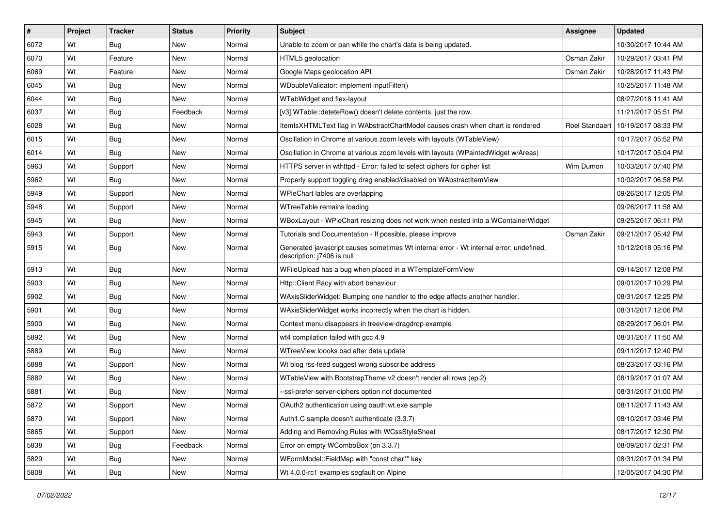| # | Project | Tracker | Status | Priority | Subject | Assignee | Updated |
|---|---|---|---|---|---|---|---|
| 6072 | Wt | Bug | New | Normal | Unable to zoom or pan while the chart's data is being updated. | | 10/30/2017 10:44 AM |
| 6070 | Wt | Feature | New | Normal | HTML5 geolocation | Osman Zakir | 10/29/2017 03:41 PM |
| 6069 | Wt | Feature | New | Normal | Google Maps geolocation API | Osman Zakir | 10/28/2017 11:43 PM |
| 6045 | Wt | Bug | New | Normal | WDoubleValidator: implement inputFilter() | | 10/25/2017 11:48 AM |
| 6044 | Wt | Bug | New | Normal | WTabWidget and flex-layout | | 08/27/2018 11:41 AM |
| 6037 | Wt | Bug | Feedback | Normal | [v3] WTable::deteteRow() doesn't delete contents, just the row. | | 11/21/2017 05:51 PM |
| 6028 | Wt | Bug | New | Normal | ItemIsXHTMLText flag in WAbstractChartModel causes crash when chart is rendered | Roel Standaert | 10/19/2017 08:33 PM |
| 6015 | Wt | Bug | New | Normal | Oscillation in Chrome at various zoom levels with layouts (WTableView) | | 10/17/2017 05:52 PM |
| 6014 | Wt | Bug | New | Normal | Oscillation in Chrome at various zoom levels with layouts (WPaintedWidget w/Areas) | | 10/17/2017 05:04 PM |
| 5963 | Wt | Support | New | Normal | HTTPS server in wthttpd - Error: failed to select ciphers for cipher list | Wim Dumon | 10/03/2017 07:40 PM |
| 5962 | Wt | Bug | New | Normal | Properly support toggling drag enabled/disabled on WAbstractItemView | | 10/02/2017 06:58 PM |
| 5949 | Wt | Support | New | Normal | WPieChart lables are overlapping | | 09/26/2017 12:05 PM |
| 5948 | Wt | Support | New | Normal | WTreeTable remains loading | | 09/26/2017 11:58 AM |
| 5945 | Wt | Bug | New | Normal | WBoxLayout - WPieChart resizing does not work when nested into a WContainerWidget | | 09/25/2017 06:11 PM |
| 5943 | Wt | Support | New | Normal | Tutorials and Documentation - If possible, please improve | Osman Zakir | 09/21/2017 05:42 PM |
| 5915 | Wt | Bug | New | Normal | Generated javascript causes sometimes Wt internal error - Wt internal error; undefined, description: j7406 is null | | 10/12/2018 05:16 PM |
| 5913 | Wt | Bug | New | Normal | WFileUpload has a bug when placed in a WTemplateFormView | | 09/14/2017 12:08 PM |
| 5903 | Wt | Bug | New | Normal | Http::Client Racy with abort behaviour | | 09/01/2017 10:29 PM |
| 5902 | Wt | Bug | New | Normal | WAxisSliderWidget: Bumping one handler to the edge affects another handler. | | 08/31/2017 12:25 PM |
| 5901 | Wt | Bug | New | Normal | WAxisSliderWidget works incorrectly when the chart is hidden. | | 08/31/2017 12:06 PM |
| 5900 | Wt | Bug | New | Normal | Context menu disappears in treeview-dragdrop example | | 08/29/2017 06:01 PM |
| 5892 | Wt | Bug | New | Normal | wt4 compilation failed with gcc 4.9 | | 08/31/2017 11:50 AM |
| 5889 | Wt | Bug | New | Normal | WTreeView loooks bad after data update | | 09/11/2017 12:40 PM |
| 5888 | Wt | Support | New | Normal | Wt blog rss-feed suggest wrong subscribe address | | 08/23/2017 03:16 PM |
| 5882 | Wt | Bug | New | Normal | WTableView with BootstrapTheme v2 doesn't render all rows (ep.2) | | 08/19/2017 01:07 AM |
| 5881 | Wt | Bug | New | Normal | --ssl-prefer-server-ciphers option not documented | | 08/31/2017 01:00 PM |
| 5872 | Wt | Support | New | Normal | OAuth2 authentication using oauth.wt.exe sample | | 08/11/2017 11:43 AM |
| 5870 | Wt | Support | New | Normal | Auth1.C sample doesn't authenticate (3.3.7) | | 08/10/2017 03:46 PM |
| 5865 | Wt | Support | New | Normal | Adding and Removing Rules with WCssStyleSheet | | 08/17/2017 12:30 PM |
| 5838 | Wt | Bug | Feedback | Normal | Error on empty WComboBox (on 3.3.7) | | 08/09/2017 02:31 PM |
| 5829 | Wt | Bug | New | Normal | WFormModel::FieldMap with "const char*" key | | 08/31/2017 01:34 PM |
| 5808 | Wt | Bug | New | Normal | Wt 4.0.0-rc1 examples segfault on Alpine | | 12/05/2017 04:30 PM |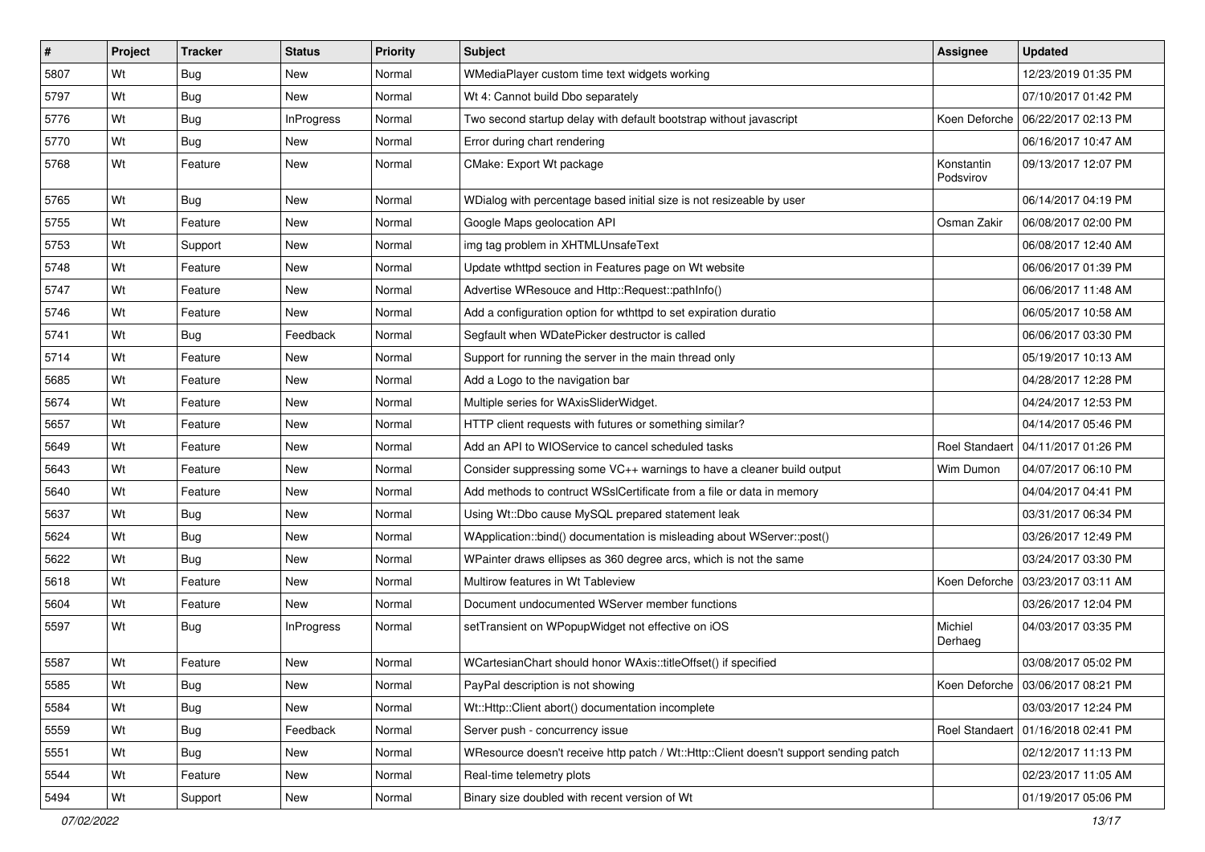| # | Project | Tracker | Status | Priority | Subject | Assignee | Updated |
|---|---|---|---|---|---|---|---|
| 5807 | Wt | Bug | New | Normal | WMediaPlayer custom time text widgets working | | 12/23/2019 01:35 PM |
| 5797 | Wt | Bug | New | Normal | Wt 4: Cannot build Dbo separately | | 07/10/2017 01:42 PM |
| 5776 | Wt | Bug | InProgress | Normal | Two second startup delay with default bootstrap without javascript | Koen Deforche | 06/22/2017 02:13 PM |
| 5770 | Wt | Bug | New | Normal | Error during chart rendering | | 06/16/2017 10:47 AM |
| 5768 | Wt | Feature | New | Normal | CMake: Export Wt package | Konstantin Podsvirov | 09/13/2017 12:07 PM |
| 5765 | Wt | Bug | New | Normal | WDialog with percentage based initial size is not resizeable by user | | 06/14/2017 04:19 PM |
| 5755 | Wt | Feature | New | Normal | Google Maps geolocation API | Osman Zakir | 06/08/2017 02:00 PM |
| 5753 | Wt | Support | New | Normal | img tag problem in XHTMLUnsafeText | | 06/08/2017 12:40 AM |
| 5748 | Wt | Feature | New | Normal | Update wthttpd section in Features page on Wt website | | 06/06/2017 01:39 PM |
| 5747 | Wt | Feature | New | Normal | Advertise WResouce and Http::Request::pathInfo() | | 06/06/2017 11:48 AM |
| 5746 | Wt | Feature | New | Normal | Add a configuration option for wthttpd to set expiration duratio | | 06/05/2017 10:58 AM |
| 5741 | Wt | Bug | Feedback | Normal | Segfault when WDatePicker destructor is called | | 06/06/2017 03:30 PM |
| 5714 | Wt | Feature | New | Normal | Support for running the server in the main thread only | | 05/19/2017 10:13 AM |
| 5685 | Wt | Feature | New | Normal | Add a Logo to the navigation bar | | 04/28/2017 12:28 PM |
| 5674 | Wt | Feature | New | Normal | Multiple series for WAxisSliderWidget. | | 04/24/2017 12:53 PM |
| 5657 | Wt | Feature | New | Normal | HTTP client requests with futures or something similar? | | 04/14/2017 05:46 PM |
| 5649 | Wt | Feature | New | Normal | Add an API to WIOService to cancel scheduled tasks | Roel Standaert | 04/11/2017 01:26 PM |
| 5643 | Wt | Feature | New | Normal | Consider suppressing some VC++ warnings to have a cleaner build output | Wim Dumon | 04/07/2017 06:10 PM |
| 5640 | Wt | Feature | New | Normal | Add methods to contruct WSslCertificate from a file or data in memory | | 04/04/2017 04:41 PM |
| 5637 | Wt | Bug | New | Normal | Using Wt::Dbo cause MySQL prepared statement leak | | 03/31/2017 06:34 PM |
| 5624 | Wt | Bug | New | Normal | WApplication::bind() documentation is misleading about WServer::post() | | 03/26/2017 12:49 PM |
| 5622 | Wt | Bug | New | Normal | WPainter draws ellipses as 360 degree arcs, which is not the same | | 03/24/2017 03:30 PM |
| 5618 | Wt | Feature | New | Normal | Multirow features in Wt Tableview | Koen Deforche | 03/23/2017 03:11 AM |
| 5604 | Wt | Feature | New | Normal | Document undocumented WServer member functions | | 03/26/2017 12:04 PM |
| 5597 | Wt | Bug | InProgress | Normal | setTransient on WPopupWidget not effective on iOS | Michiel Derhaeg | 04/03/2017 03:35 PM |
| 5587 | Wt | Feature | New | Normal | WCartesianChart should honor WAxis::titleOffset() if specified | | 03/08/2017 05:02 PM |
| 5585 | Wt | Bug | New | Normal | PayPal description is not showing | Koen Deforche | 03/06/2017 08:21 PM |
| 5584 | Wt | Bug | New | Normal | Wt::Http::Client abort() documentation incomplete | | 03/03/2017 12:24 PM |
| 5559 | Wt | Bug | Feedback | Normal | Server push - concurrency issue | Roel Standaert | 01/16/2018 02:41 PM |
| 5551 | Wt | Bug | New | Normal | WResource doesn't receive http patch / Wt::Http::Client doesn't support sending patch | | 02/12/2017 11:13 PM |
| 5544 | Wt | Feature | New | Normal | Real-time telemetry plots | | 02/23/2017 11:05 AM |
| 5494 | Wt | Support | New | Normal | Binary size doubled with recent version of Wt | | 01/19/2017 05:06 PM |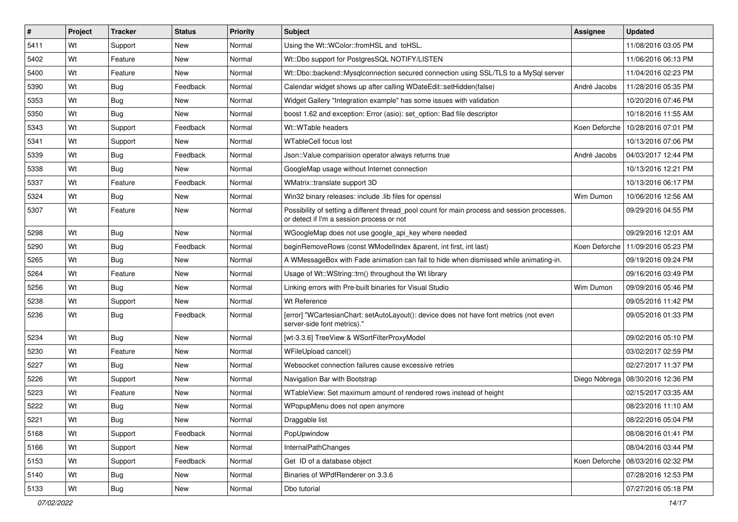| # | Project | Tracker | Status | Priority | Subject | Assignee | Updated |
|---|---|---|---|---|---|---|---|
| 5411 | Wt | Support | New | Normal | Using the Wt::WColor::fromHSL and toHSL. | | 11/08/2016 03:05 PM |
| 5402 | Wt | Feature | New | Normal | Wt::Dbo support for PostgresSQL NOTIFY/LISTEN | | 11/06/2016 06:13 PM |
| 5400 | Wt | Feature | New | Normal | Wt::Dbo::backend::Mysqlconnection secured connection using SSL/TLS to a MySql server | | 11/04/2016 02:23 PM |
| 5390 | Wt | Bug | Feedback | Normal | Calendar widget shows up after calling WDateEdit::setHidden(false) | André Jacobs | 11/28/2016 05:35 PM |
| 5353 | Wt | Bug | New | Normal | Widget Gallery "Integration example" has some issues with validation | | 10/20/2016 07:46 PM |
| 5350 | Wt | Bug | New | Normal | boost 1.62 and exception: Error (asio): set_option: Bad file descriptor | | 10/18/2016 11:55 AM |
| 5343 | Wt | Support | Feedback | Normal | Wt::WTable headers | Koen Deforche | 10/28/2016 07:01 PM |
| 5341 | Wt | Support | New | Normal | WTableCell focus lost | | 10/13/2016 07:06 PM |
| 5339 | Wt | Bug | Feedback | Normal | Json::Value comparision operator always returns true | André Jacobs | 04/03/2017 12:44 PM |
| 5338 | Wt | Bug | New | Normal | GoogleMap usage without Internet connection | | 10/13/2016 12:21 PM |
| 5337 | Wt | Feature | Feedback | Normal | WMatrix::translate support 3D | | 10/13/2016 06:17 PM |
| 5324 | Wt | Bug | New | Normal | Win32 binary releases: include .lib files for openssl | Wim Dumon | 10/06/2016 12:56 AM |
| 5307 | Wt | Feature | New | Normal | Possibility of setting a different thread_pool count for main process and session processes, or detect if I'm a session process or not | | 09/29/2016 04:55 PM |
| 5298 | Wt | Bug | New | Normal | WGoogleMap does not use google_api_key where needed | | 09/29/2016 12:01 AM |
| 5290 | Wt | Bug | Feedback | Normal | beginRemoveRows (const WModelIndex &parent, int first, int last) | Koen Deforche | 11/09/2016 05:23 PM |
| 5265 | Wt | Bug | New | Normal | A WMessageBox with Fade animation can fail to hide when dismissed while animating-in. | | 09/19/2016 09:24 PM |
| 5264 | Wt | Feature | New | Normal | Usage of Wt::WString::trn() throughout the Wt library | | 09/16/2016 03:49 PM |
| 5256 | Wt | Bug | New | Normal | Linking errors with Pre-built binaries for Visual Studio | Wim Dumon | 09/09/2016 05:46 PM |
| 5238 | Wt | Support | New | Normal | Wt Reference | | 09/05/2016 11:42 PM |
| 5236 | Wt | Bug | Feedback | Normal | [error] "WCartesianChart: setAutoLayout(): device does not have font metrics (not even server-side font metrics)." | | 09/05/2016 01:33 PM |
| 5234 | Wt | Bug | New | Normal | [wt-3.3.6] TreeView & WSortFilterProxyModel | | 09/02/2016 05:10 PM |
| 5230 | Wt | Feature | New | Normal | WFileUpload cancel() | | 03/02/2017 02:59 PM |
| 5227 | Wt | Bug | New | Normal | Websocket connection failures cause excessive retries | | 02/27/2017 11:37 PM |
| 5226 | Wt | Support | New | Normal | Navigation Bar with Bootstrap | Diego Nóbrega | 08/30/2016 12:36 PM |
| 5223 | Wt | Feature | New | Normal | WTableView: Set maximum amount of rendered rows instead of height | | 02/15/2017 03:35 AM |
| 5222 | Wt | Bug | New | Normal | WPopupMenu does not open anymore | | 08/23/2016 11:10 AM |
| 5221 | Wt | Bug | New | Normal | Draggable list | | 08/22/2016 05:04 PM |
| 5168 | Wt | Support | Feedback | Normal | PopUpwindow | | 08/08/2016 01:41 PM |
| 5166 | Wt | Support | New | Normal | InternalPathChanges | | 08/04/2016 03:44 PM |
| 5153 | Wt | Support | Feedback | Normal | Get ID of a database object | Koen Deforche | 08/03/2016 02:32 PM |
| 5140 | Wt | Bug | New | Normal | Binaries of WPdfRenderer on 3.3.6 | | 07/28/2016 12:53 PM |
| 5133 | Wt | Bug | New | Normal | Dbo tutorial | | 07/27/2016 05:18 PM |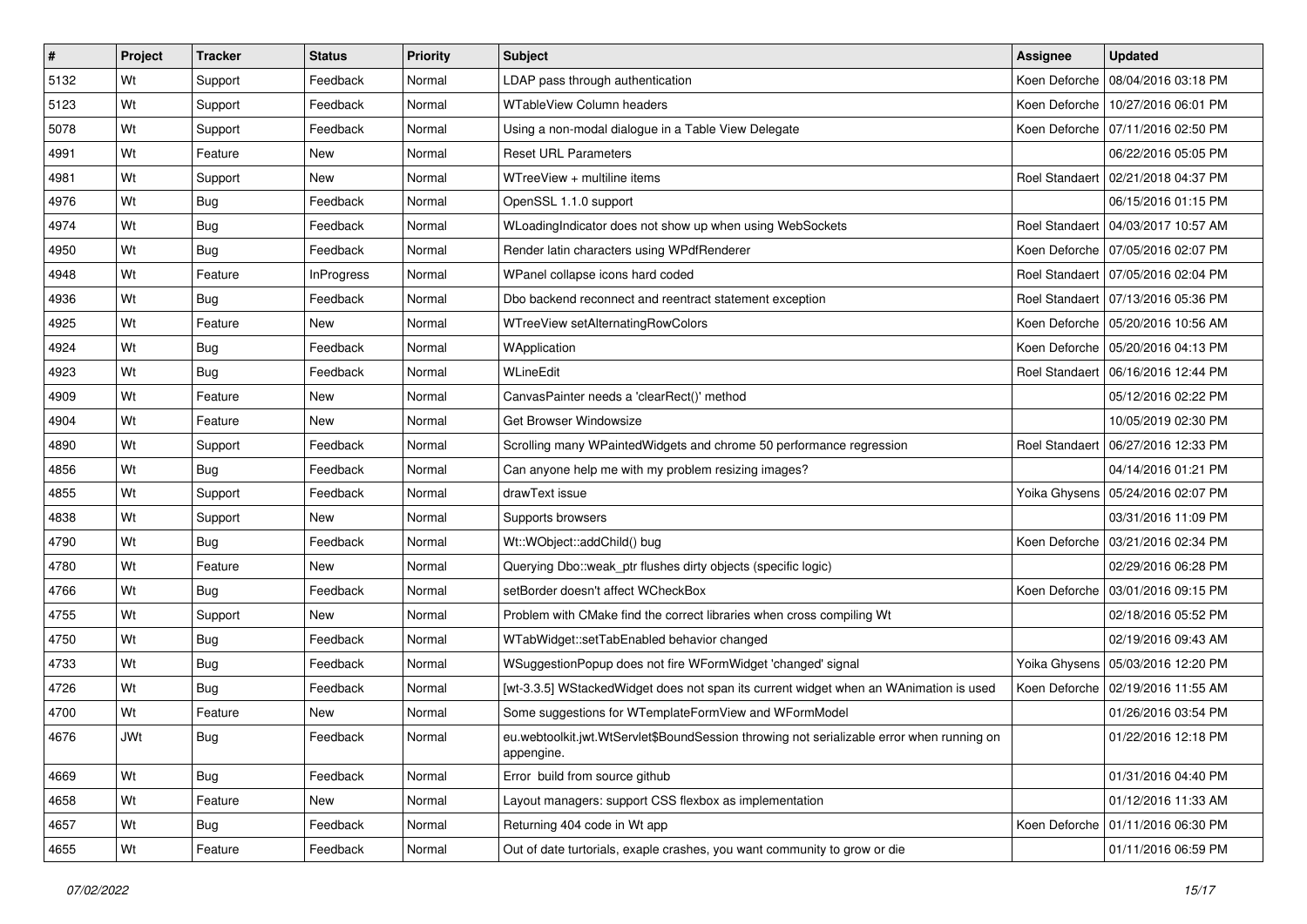| # | Project | Tracker | Status | Priority | Subject | Assignee | Updated |
|---|---|---|---|---|---|---|---|
| 5132 | Wt | Support | Feedback | Normal | LDAP pass through authentication | Koen Deforche | 08/04/2016 03:18 PM |
| 5123 | Wt | Support | Feedback | Normal | WTableView Column headers | Koen Deforche | 10/27/2016 06:01 PM |
| 5078 | Wt | Support | Feedback | Normal | Using a non-modal dialogue in a Table View Delegate | Koen Deforche | 07/11/2016 02:50 PM |
| 4991 | Wt | Feature | New | Normal | Reset URL Parameters | | 06/22/2016 05:05 PM |
| 4981 | Wt | Support | New | Normal | WTreeView + multiline items | Roel Standaert | 02/21/2018 04:37 PM |
| 4976 | Wt | Bug | Feedback | Normal | OpenSSL 1.1.0 support | | 06/15/2016 01:15 PM |
| 4974 | Wt | Bug | Feedback | Normal | WLoadingIndicator does not show up when using WebSockets | Roel Standaert | 04/03/2017 10:57 AM |
| 4950 | Wt | Bug | Feedback | Normal | Render latin characters using WPdfRenderer | Koen Deforche | 07/05/2016 02:07 PM |
| 4948 | Wt | Feature | InProgress | Normal | WPanel collapse icons hard coded | Roel Standaert | 07/05/2016 02:04 PM |
| 4936 | Wt | Bug | Feedback | Normal | Dbo backend reconnect and reentract statement exception | Roel Standaert | 07/13/2016 05:36 PM |
| 4925 | Wt | Feature | New | Normal | WTreeView setAlternatingRowColors | Koen Deforche | 05/20/2016 10:56 AM |
| 4924 | Wt | Bug | Feedback | Normal | WApplication | Koen Deforche | 05/20/2016 04:13 PM |
| 4923 | Wt | Bug | Feedback | Normal | WLineEdit | Roel Standaert | 06/16/2016 12:44 PM |
| 4909 | Wt | Feature | New | Normal | CanvasPainter needs a 'clearRect()' method | | 05/12/2016 02:22 PM |
| 4904 | Wt | Feature | New | Normal | Get Browser Windowsize | | 10/05/2019 02:30 PM |
| 4890 | Wt | Support | Feedback | Normal | Scrolling many WPaintedWidgets and chrome 50 performance regression | Roel Standaert | 06/27/2016 12:33 PM |
| 4856 | Wt | Bug | Feedback | Normal | Can anyone help me with my problem resizing images? | | 04/14/2016 01:21 PM |
| 4855 | Wt | Support | Feedback | Normal | drawText issue | Yoika Ghysens | 05/24/2016 02:07 PM |
| 4838 | Wt | Support | New | Normal | Supports browsers | | 03/31/2016 11:09 PM |
| 4790 | Wt | Bug | Feedback | Normal | Wt::WObject::addChild() bug | Koen Deforche | 03/21/2016 02:34 PM |
| 4780 | Wt | Feature | New | Normal | Querying Dbo::weak_ptr flushes dirty objects (specific logic) | | 02/29/2016 06:28 PM |
| 4766 | Wt | Bug | Feedback | Normal | setBorder doesn't affect WCheckBox | Koen Deforche | 03/01/2016 09:15 PM |
| 4755 | Wt | Support | New | Normal | Problem with CMake find the correct libraries when cross compiling Wt | | 02/18/2016 05:52 PM |
| 4750 | Wt | Bug | Feedback | Normal | WTabWidget::setTabEnabled behavior changed | | 02/19/2016 09:43 AM |
| 4733 | Wt | Bug | Feedback | Normal | WSuggestionPopup does not fire WFormWidget 'changed' signal | Yoika Ghysens | 05/03/2016 12:20 PM |
| 4726 | Wt | Bug | Feedback | Normal | [wt-3.3.5] WStackedWidget does not span its current widget when an WAnimation is used | Koen Deforche | 02/19/2016 11:55 AM |
| 4700 | Wt | Feature | New | Normal | Some suggestions for WTemplateFormView and WFormModel | | 01/26/2016 03:54 PM |
| 4676 | JWt | Bug | Feedback | Normal | eu.webtoolkit.jwt.WtServlet$BoundSession throwing not serializable error when running on appengine. | | 01/22/2016 12:18 PM |
| 4669 | Wt | Bug | Feedback | Normal | Error build from source github | | 01/31/2016 04:40 PM |
| 4658 | Wt | Feature | New | Normal | Layout managers: support CSS flexbox as implementation | | 01/12/2016 11:33 AM |
| 4657 | Wt | Bug | Feedback | Normal | Returning 404 code in Wt app | Koen Deforche | 01/11/2016 06:30 PM |
| 4655 | Wt | Feature | Feedback | Normal | Out of date turtorials, exaple crashes, you want community to grow or die | | 01/11/2016 06:59 PM |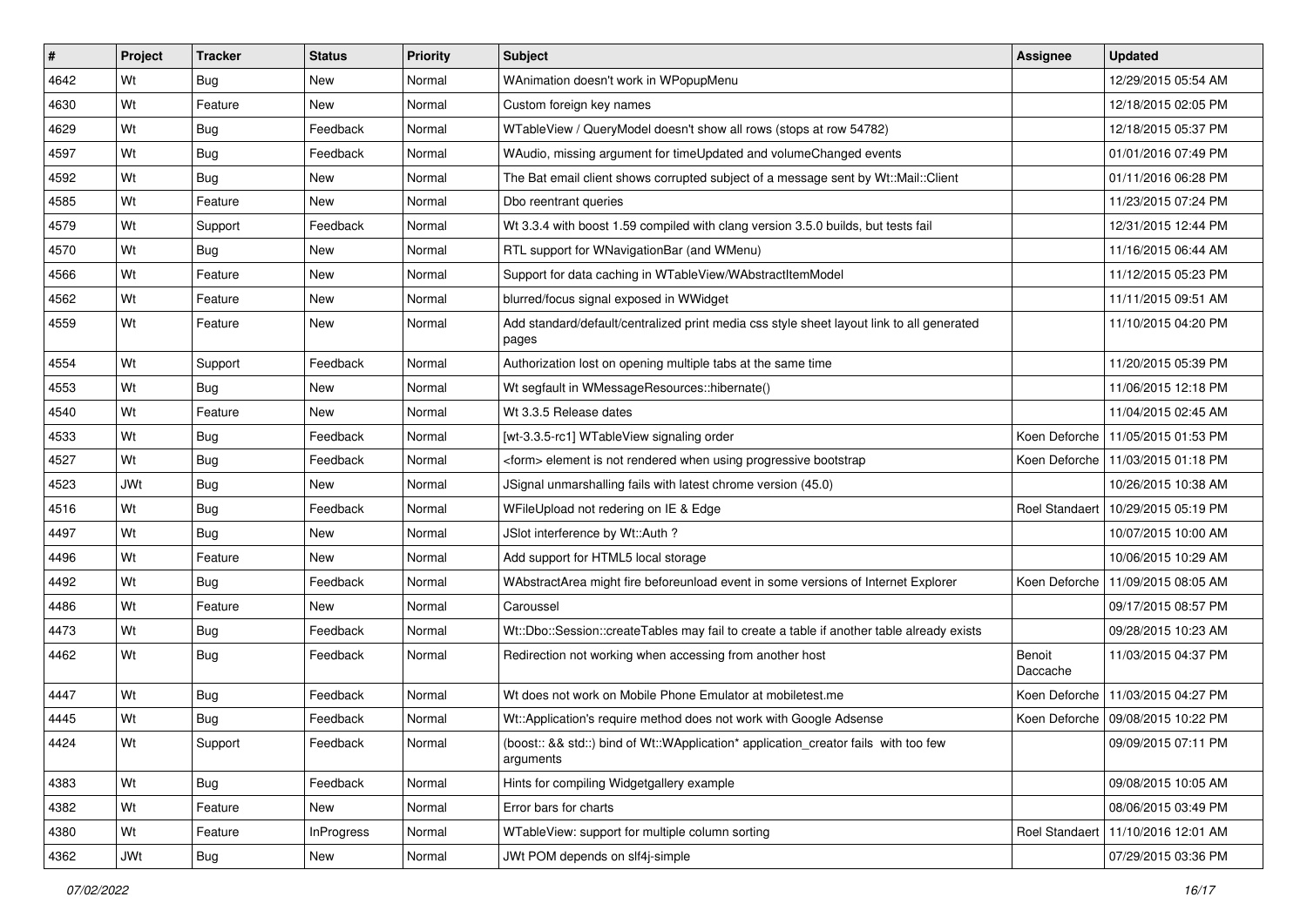| # | Project | Tracker | Status | Priority | Subject | Assignee | Updated |
|---|---|---|---|---|---|---|---|
| 4642 | Wt | Bug | New | Normal | WAnimation doesn't work in WPopupMenu | | 12/29/2015 05:54 AM |
| 4630 | Wt | Feature | New | Normal | Custom foreign key names | | 12/18/2015 02:05 PM |
| 4629 | Wt | Bug | Feedback | Normal | WTableView / QueryModel doesn't show all rows (stops at row 54782) | | 12/18/2015 05:37 PM |
| 4597 | Wt | Bug | Feedback | Normal | WAudio, missing argument for timeUpdated and volumeChanged events | | 01/01/2016 07:49 PM |
| 4592 | Wt | Bug | New | Normal | The Bat email client shows corrupted subject of a message sent by Wt::Mail::Client | | 01/11/2016 06:28 PM |
| 4585 | Wt | Feature | New | Normal | Dbo reentrant queries | | 11/23/2015 07:24 PM |
| 4579 | Wt | Support | Feedback | Normal | Wt 3.3.4 with boost 1.59 compiled with clang version 3.5.0 builds, but tests fail | | 12/31/2015 12:44 PM |
| 4570 | Wt | Bug | New | Normal | RTL support for WNavigationBar (and WMenu) | | 11/16/2015 06:44 AM |
| 4566 | Wt | Feature | New | Normal | Support for data caching in WTableView/WAbstractItemModel | | 11/12/2015 05:23 PM |
| 4562 | Wt | Feature | New | Normal | blurred/focus signal exposed in WWidget | | 11/11/2015 09:51 AM |
| 4559 | Wt | Feature | New | Normal | Add standard/default/centralized print media css style sheet layout link to all generated pages | | 11/10/2015 04:20 PM |
| 4554 | Wt | Support | Feedback | Normal | Authorization lost on opening multiple tabs at the same time | | 11/20/2015 05:39 PM |
| 4553 | Wt | Bug | New | Normal | Wt segfault in WMessageResources::hibernate() | | 11/06/2015 12:18 PM |
| 4540 | Wt | Feature | New | Normal | Wt 3.3.5 Release dates | | 11/04/2015 02:45 AM |
| 4533 | Wt | Bug | Feedback | Normal | [wt-3.3.5-rc1] WTableView signaling order | Koen Deforche | 11/05/2015 01:53 PM |
| 4527 | Wt | Bug | Feedback | Normal | <form> element is not rendered when using progressive bootstrap | Koen Deforche | 11/03/2015 01:18 PM |
| 4523 | JWt | Bug | New | Normal | JSignal unmarshalling fails with latest chrome version (45.0) | | 10/26/2015 10:38 AM |
| 4516 | Wt | Bug | Feedback | Normal | WFileUpload not redering on IE & Edge | Roel Standaert | 10/29/2015 05:19 PM |
| 4497 | Wt | Bug | New | Normal | JSlot interference by Wt::Auth ? | | 10/07/2015 10:00 AM |
| 4496 | Wt | Feature | New | Normal | Add support for HTML5 local storage | | 10/06/2015 10:29 AM |
| 4492 | Wt | Bug | Feedback | Normal | WAbstractArea might fire beforeunload event in some versions of Internet Explorer | Koen Deforche | 11/09/2015 08:05 AM |
| 4486 | Wt | Feature | New | Normal | Caroussel | | 09/17/2015 08:57 PM |
| 4473 | Wt | Bug | Feedback | Normal | Wt::Dbo::Session::createTables may fail to create a table if another table already exists | | 09/28/2015 10:23 AM |
| 4462 | Wt | Bug | Feedback | Normal | Redirection not working when accessing from another host | Benoit Daccache | 11/03/2015 04:37 PM |
| 4447 | Wt | Bug | Feedback | Normal | Wt does not work on Mobile Phone Emulator at mobiletest.me | Koen Deforche | 11/03/2015 04:27 PM |
| 4445 | Wt | Bug | Feedback | Normal | Wt::Application's require method does not work with Google Adsense | Koen Deforche | 09/08/2015 10:22 PM |
| 4424 | Wt | Support | Feedback | Normal | (boost:: && std::) bind of Wt::WApplication* application_creator fails with too few arguments | | 09/09/2015 07:11 PM |
| 4383 | Wt | Bug | Feedback | Normal | Hints for compiling Widgetgallery example | | 09/08/2015 10:05 AM |
| 4382 | Wt | Feature | New | Normal | Error bars for charts | | 08/06/2015 03:49 PM |
| 4380 | Wt | Feature | InProgress | Normal | WTableView: support for multiple column sorting | Roel Standaert | 11/10/2016 12:01 AM |
| 4362 | JWt | Bug | New | Normal | JWt POM depends on slf4j-simple | | 07/29/2015 03:36 PM |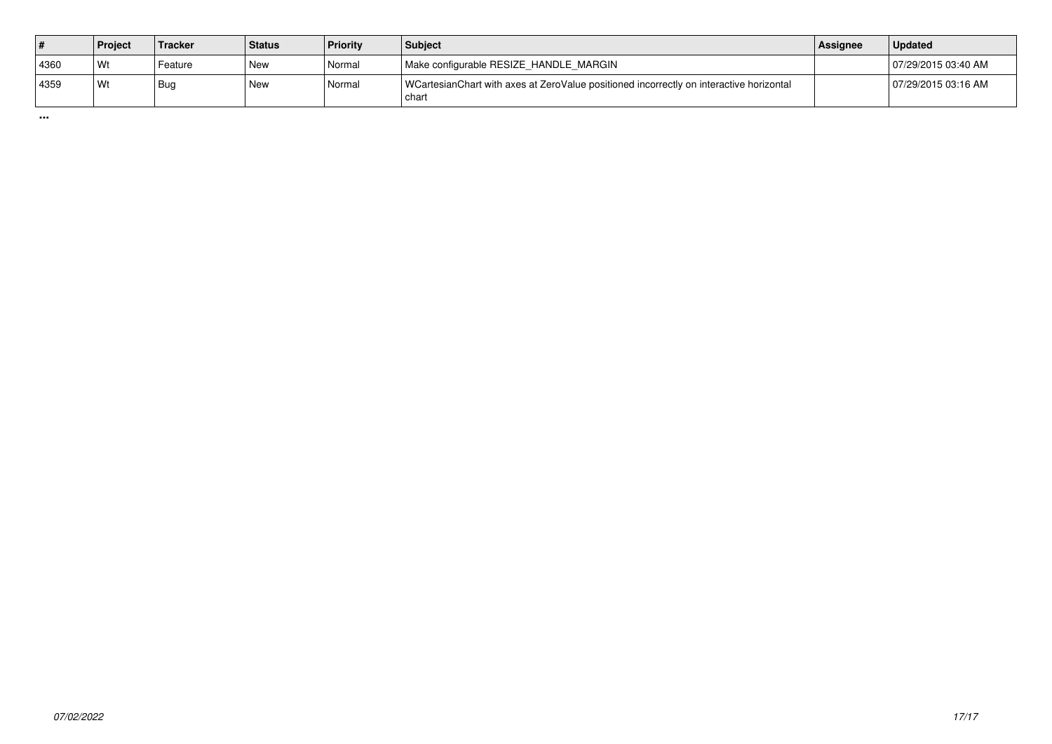| # | Project | Tracker | Status | Priority | Subject | Assignee | Updated |
|---|---|---|---|---|---|---|---|
| 4360 | Wt | Feature | New | Normal | Make configurable RESIZE_HANDLE_MARGIN | | 07/29/2015 03:40 AM |
| 4359 | Wt | Bug | New | Normal | WCartesianChart with axes at ZeroValue positioned incorrectly on interactive horizontal chart | | 07/29/2015 03:16 AM |

...